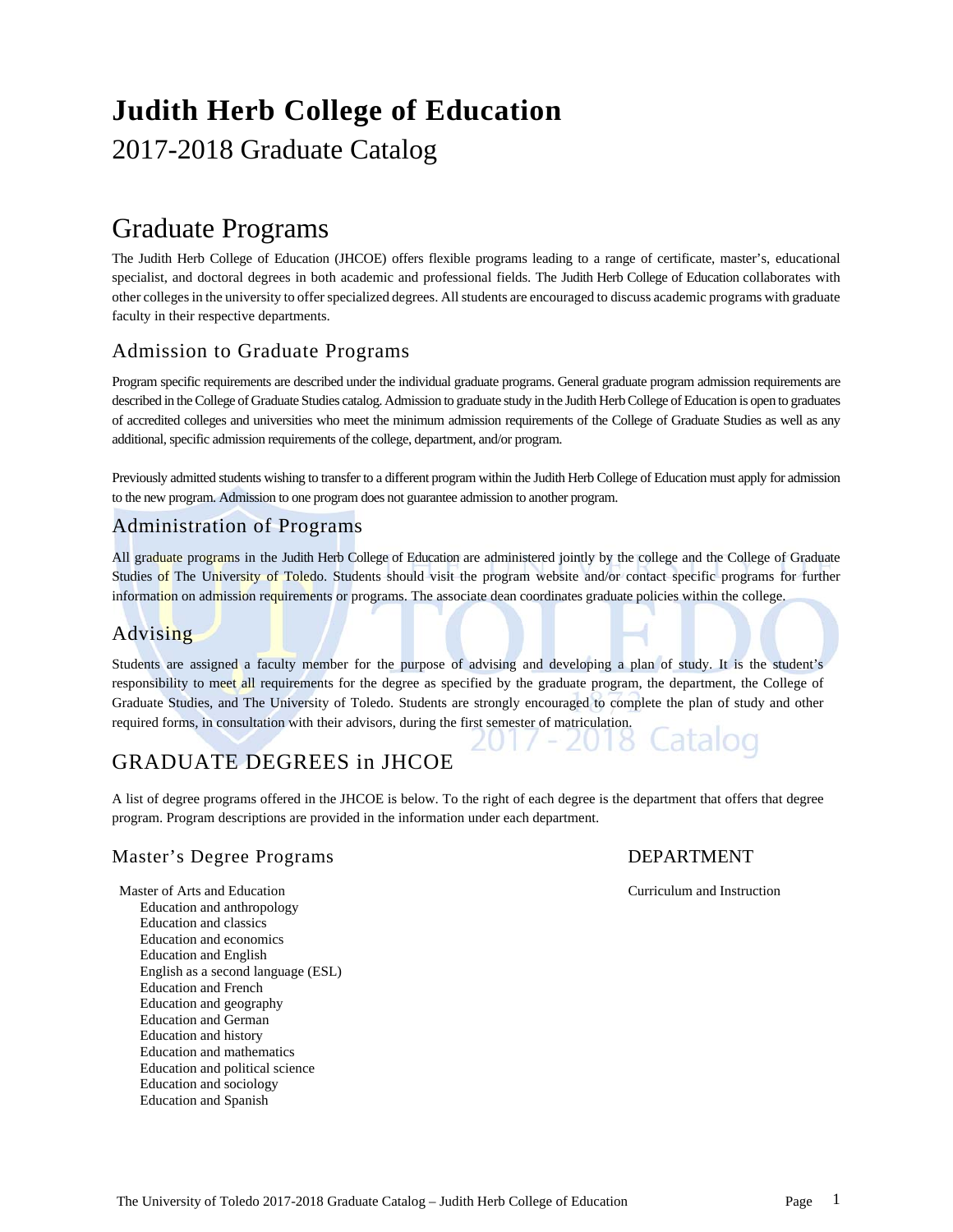# Judith Herb College of Education

2017-2018 Graduate Catalog

## Graduate Programs

The Judith Herb College of Education (JHCOE) offers flexible programs leading to a range of certificate, master's, educational specialist, and doctoral degrees in both academic and professional fields. The Judith Herb College of Education collaborates with other colleges in the university to offer specialized degrees. All students are encouraged to discuss academic programs with graduate faculty in their respective departments.

### Admission to Graduate Programs

Program specific requirements are described under the individual graduate programs. General graduate program admission requirements are described in the College of Graduate Studies catalog. Admission to graduate study in the Judith Herb College of Education is open to graduates of accredited colleges and universities who meet the minimum admission requirements of the College of Graduate Studies as well as any additional, specific admission requirements of the college, department, and/or program.

Previously admitted students wishing to transfer to a different program within the Judith Herb College of Education must apply for admission to the new program. Admission to one program does not guarantee admission to another program.

### Administration of Programs

All graduate programs in the Judith Herb College of Education are administered jointly by the college and the College of Graduate Studies of The University of Toledo. Students should visit the program website and/or contact specific programs for further information on admission requirements or programs. The associate dean coordinates graduate policies within the college.

### Advising

Students are assigned a faculty member for the purpose of advising and developing a plan of study. It is the student's responsibility to meet all requirements for the degree as specified by the graduate program, the department, the College of Graduate Studies, and The University of Toledo. Students are strongly encouraged to complete the plan of study and other required forms, in consultation with their advisors, during the first semester of matriculation.

## GRADUATE DEGREES in JHCOE

A list of degree programs offered in the JHCOE is below. To the right of each degree is the department that offers that degree program. Program descriptions are provided in the information under each department.

| Master's Degree Programs | DEPARTMENT |
|---|---|
| Master of Arts and Education | Curriculum and Instruction |
| Education and anthropology | |
| Education and classics | |
| Education and economics | |
| Education and English | |
| English as a second language (ESL) | |
| Education and French | |
| Education and geography | |
| Education and German | |
| Education and history | |
| Education and mathematics | |
| Education and political science | |
| Education and sociology | |
| Education and Spanish | |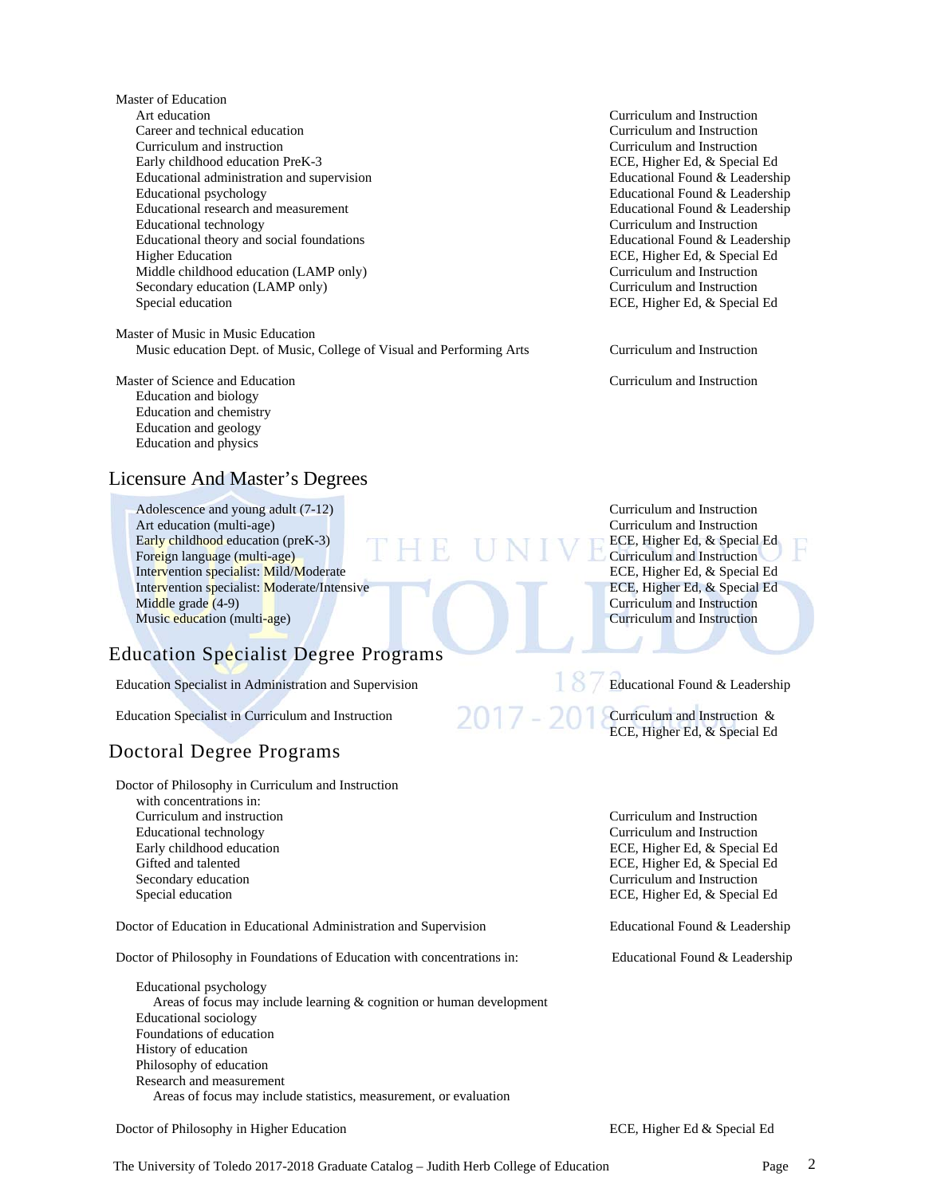| Program | Department |
| --- | --- |
| **Master of Education** | |
| Art education | Curriculum and Instruction |
| Career and technical education | Curriculum and Instruction |
| Curriculum and instruction | Curriculum and Instruction |
| Early childhood education PreK-3 | ECE, Higher Ed, & Special Ed |
| Educational administration and supervision | Educational Found & Leadership |
| Educational psychology | Educational Found & Leadership |
| Educational research and measurement | Educational Found & Leadership |
| Educational technology | Curriculum and Instruction |
| Educational theory and social foundations | Educational Found & Leadership |
| Higher Education | ECE, Higher Ed, & Special Ed |
| Middle childhood education (LAMP only) | Curriculum and Instruction |
| Secondary education (LAMP only) | Curriculum and Instruction |
| Special education | ECE, Higher Ed, & Special Ed |
| **Master of Music in Music Education** | |
| Music education Dept. of Music, College of Visual and Performing Arts | Curriculum and Instruction |
| **Master of Science and Education** | Curriculum and Instruction |
| Education and biology | |
| Education and chemistry | |
| Education and geology | |
| Education and physics | |

## Licensure And Master's Degrees

| Program | Department |
| --- | --- |
| Adolescence and young adult (7-12) | Curriculum and Instruction |
| Art education (multi-age) | Curriculum and Instruction |
| Early childhood education (preK-3) | ECE, Higher Ed, & Special Ed |
| Foreign language (multi-age) | Curriculum and Instruction |
| Intervention specialist: Mild/Moderate | ECE, Higher Ed, & Special Ed |
| Intervention specialist: Moderate/Intensive | ECE, Higher Ed, & Special Ed |
| Middle grade (4-9) | Curriculum and Instruction |
| Music education (multi-age) | Curriculum and Instruction |

## Education Specialist Degree Programs

| Program | Department |
| --- | --- |
| Education Specialist in Administration and Supervision | Educational Found & Leadership |
| Education Specialist in Curriculum and Instruction | Curriculum and Instruction & ECE, Higher Ed, & Special Ed |

## Doctoral Degree Programs

| Program | Department |
| --- | --- |
| **Doctor of Philosophy in Curriculum and Instruction** with concentrations in: | |
| Curriculum and instruction | Curriculum and Instruction |
| Educational technology | Curriculum and Instruction |
| Early childhood education | ECE, Higher Ed, & Special Ed |
| Gifted and talented | ECE, Higher Ed, & Special Ed |
| Secondary education | Curriculum and Instruction |
| Special education | ECE, Higher Ed, & Special Ed |
| **Doctor of Education in Educational Administration and Supervision** | Educational Found & Leadership |
| **Doctor of Philosophy in Foundations of Education with concentrations in:** | Educational Found & Leadership |
| Educational psychology<br>Areas of focus may include learning & cognition or human development | |
| Educational sociology | |
| Foundations of education | |
| History of education | |
| Philosophy of education | |
| Research and measurement<br>Areas of focus may include statistics, measurement, or evaluation | |
| **Doctor of Philosophy in Higher Education** | ECE, Higher Ed & Special Ed |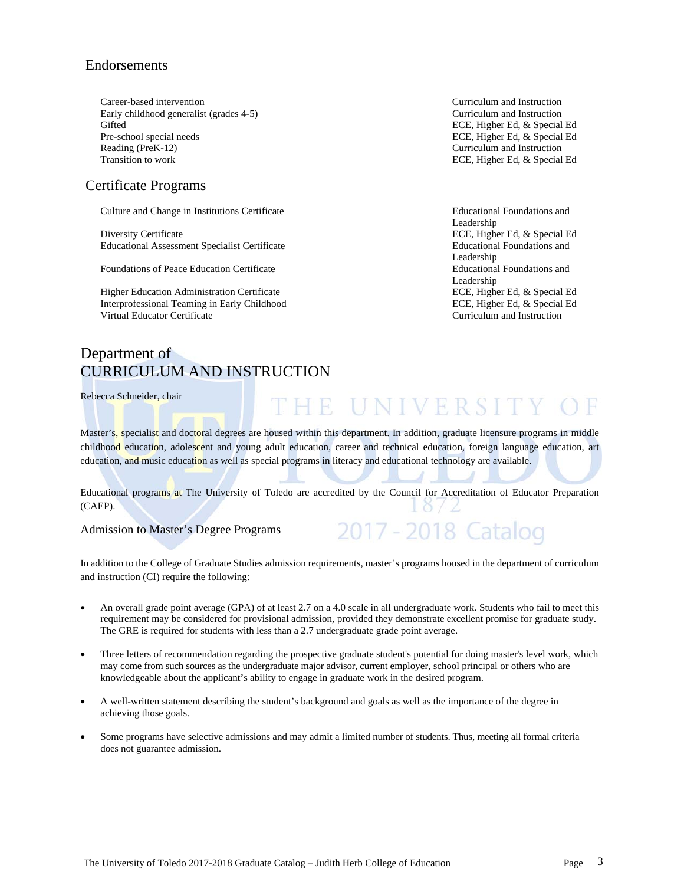## Endorsements

| | |
|---|---|
| Career-based intervention | Curriculum and Instruction |
| Early childhood generalist (grades 4-5) | Curriculum and Instruction |
| Gifted | ECE, Higher Ed, & Special Ed |
| Pre-school special needs | ECE, Higher Ed, & Special Ed |
| Reading (PreK-12) | Curriculum and Instruction |
| Transition to work | ECE, Higher Ed, & Special Ed |

## Certificate Programs

| | |
|---|---|
| Culture and Change in Institutions Certificate | Educational Foundations and Leadership |
| Diversity Certificate | ECE, Higher Ed, & Special Ed |
| Educational Assessment Specialist Certificate | Educational Foundations and Leadership |
| Foundations of Peace Education Certificate | Educational Foundations and Leadership |
| Higher Education Administration Certificate | ECE, Higher Ed, & Special Ed |
| Interprofessional Teaming in Early Childhood | ECE, Higher Ed, & Special Ed |
| Virtual Educator Certificate | Curriculum and Instruction |

# Department of CURRICULUM AND INSTRUCTION

Rebecca Schneider, chair

Master's, specialist and doctoral degrees are housed within this department. In addition, graduate licensure programs in middle childhood education, adolescent and young adult education, career and technical education, foreign language education, art education, and music education as well as special programs in literacy and educational technology are available.

Educational programs at The University of Toledo are accredited by the Council for Accreditation of Educator Preparation (CAEP).

### Admission to Master's Degree Programs

In addition to the College of Graduate Studies admission requirements, master's programs housed in the department of curriculum and instruction (CI) require the following:

- An overall grade point average (GPA) of at least 2.7 on a 4.0 scale in all undergraduate work. Students who fail to meet this requirement may be considered for provisional admission, provided they demonstrate excellent promise for graduate study. The GRE is required for students with less than a 2.7 undergraduate grade point average.
- Three letters of recommendation regarding the prospective graduate student's potential for doing master's level work, which may come from such sources as the undergraduate major advisor, current employer, school principal or others who are knowledgeable about the applicant's ability to engage in graduate work in the desired program.
- A well-written statement describing the student's background and goals as well as the importance of the degree in achieving those goals.
- Some programs have selective admissions and may admit a limited number of students. Thus, meeting all formal criteria does not guarantee admission.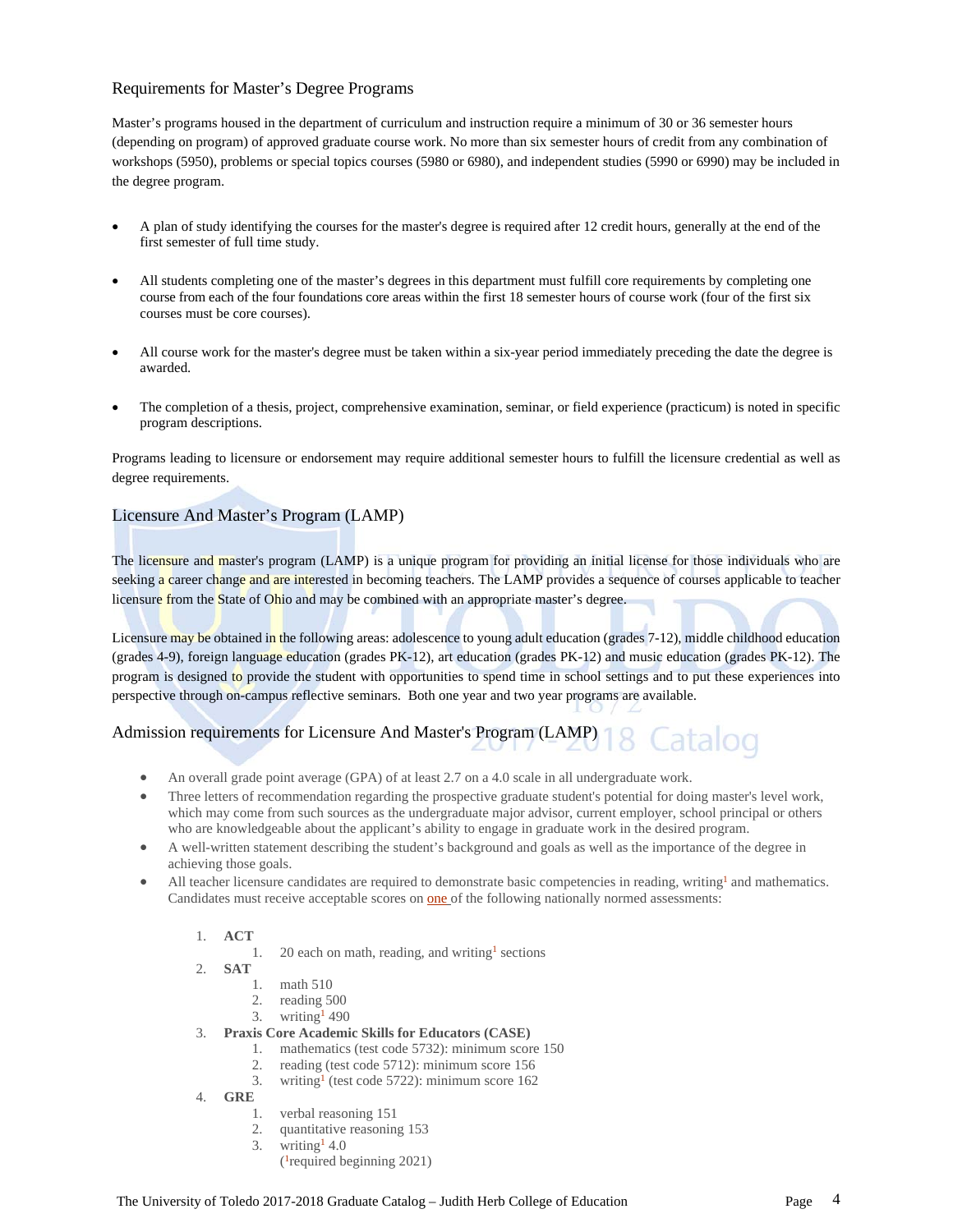## Requirements for Master's Degree Programs

Master's programs housed in the department of curriculum and instruction require a minimum of 30 or 36 semester hours (depending on program) of approved graduate course work. No more than six semester hours of credit from any combination of workshops (5950), problems or special topics courses (5980 or 6980), and independent studies (5990 or 6990) may be included in the degree program.

- A plan of study identifying the courses for the master's degree is required after 12 credit hours, generally at the end of the first semester of full time study.
- All students completing one of the master's degrees in this department must fulfill core requirements by completing one course from each of the four foundations core areas within the first 18 semester hours of course work (four of the first six courses must be core courses).
- All course work for the master's degree must be taken within a six-year period immediately preceding the date the degree is awarded.
- The completion of a thesis, project, comprehensive examination, seminar, or field experience (practicum) is noted in specific program descriptions.

Programs leading to licensure or endorsement may require additional semester hours to fulfill the licensure credential as well as degree requirements.

## Licensure And Master's Program (LAMP)

The licensure and master's program (LAMP) is a unique program for providing an initial license for those individuals who are seeking a career change and are interested in becoming teachers. The LAMP provides a sequence of courses applicable to teacher licensure from the State of Ohio and may be combined with an appropriate master's degree.

Licensure may be obtained in the following areas: adolescence to young adult education (grades 7-12), middle childhood education (grades 4-9), foreign language education (grades PK-12), art education (grades PK-12) and music education (grades PK-12). The program is designed to provide the student with opportunities to spend time in school settings and to put these experiences into perspective through on-campus reflective seminars. Both one year and two year programs are available.

## Admission requirements for Licensure And Master's Program (LAMP)

- An overall grade point average (GPA) of at least 2.7 on a 4.0 scale in all undergraduate work.
- Three letters of recommendation regarding the prospective graduate student's potential for doing master's level work, which may come from such sources as the undergraduate major advisor, current employer, school principal or others who are knowledgeable about the applicant's ability to engage in graduate work in the desired program.
- A well-written statement describing the student's background and goals as well as the importance of the degree in achieving those goals.
- All teacher licensure candidates are required to demonstrate basic competencies in reading, writing[1] and mathematics. Candidates must receive acceptable scores on one of the following nationally normed assessments:

1. **ACT**
    1. 20 each on math, reading, and writing[1] sections
2. **SAT**
    1. math 510
    2. reading 500
    3. writing[1] 490
3. **Praxis Core Academic Skills for Educators (CASE)**
    1. mathematics (test code 5732): minimum score 150
    2. reading (test code 5712): minimum score 156
    3. writing[1] (test code 5722): minimum score 162
4. **GRE**
    1. verbal reasoning 151
    2. quantitative reasoning 153
    3. writing[1] 4.0

([1]required beginning 2021)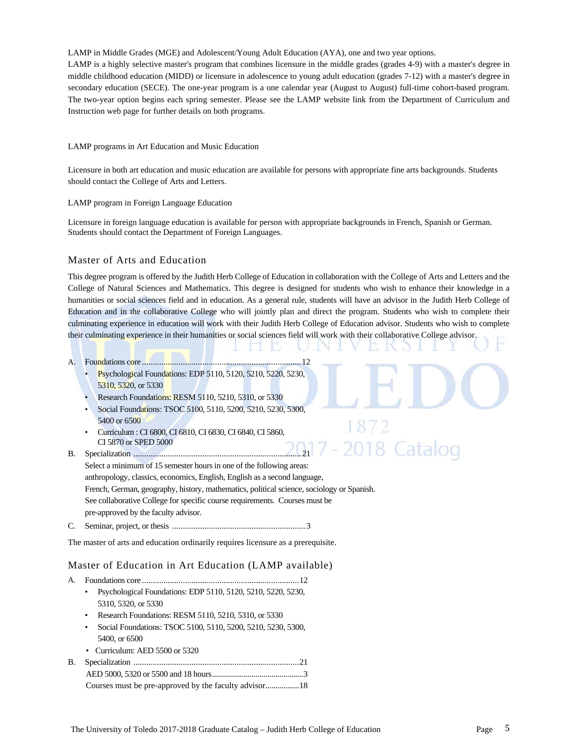LAMP in Middle Grades (MGE) and Adolescent/Young Adult Education (AYA), one and two year options.

LAMP is a highly selective master's program that combines licensure in the middle grades (grades 4-9) with a master's degree in middle childhood education (MIDD) or licensure in adolescence to young adult education (grades 7-12) with a master's degree in secondary education (SECE). The one-year program is a one calendar year (August to August) full-time cohort-based program. The two-year option begins each spring semester. Please see the LAMP website link from the Department of Curriculum and Instruction web page for further details on both programs.

LAMP programs in Art Education and Music Education

Licensure in both art education and music education are available for persons with appropriate fine arts backgrounds. Students should contact the College of Arts and Letters.

LAMP program in Foreign Language Education

Licensure in foreign language education is available for person with appropriate backgrounds in French, Spanish or German. Students should contact the Department of Foreign Languages.

## Master of Arts and Education

This degree program is offered by the Judith Herb College of Education in collaboration with the College of Arts and Letters and the College of Natural Sciences and Mathematics. This degree is designed for students who wish to enhance their knowledge in a humanities or social sciences field and in education. As a general rule, students will have an advisor in the Judith Herb College of Education and in the collaborative College who will jointly plan and direct the program. Students who wish to complete their culminating experience in education will work with their Judith Herb College of Education advisor. Students who wish to complete their culminating experience in their humanities or social sciences field will work with their collaborative College advisor.

A. Foundations core ........................................................................12
- Psychological Foundations: EDP 5110, 5120, 5210, 5220, 5230, 5310, 5320, or 5330
- Research Foundations: RESM 5110, 5210, 5310, or 5330
- Social Foundations: TSOC 5100, 5110, 5200, 5210, 5230, 5300, 5400 or 6500
- Curriculum : CI 6800, CI 6810, CI 6830, CI 6840, CI 5860, CI 5870 or SPED 5000

B. Specialization ............................................................................21
Select a minimum of 15 semester hours in one of the following areas: anthropology, classics, economics, English, English as a second language, French, German, geography, history, mathematics, political science, sociology or Spanish. See collaborative College for specific course requirements. Courses must be pre-approved by the faculty advisor.

C. Seminar, project, or thesis ..............................................................3

The master of arts and education ordinarily requires licensure as a prerequisite.

## Master of Education in Art Education (LAMP available)

A. Foundations core ........................................................................12
- Psychological Foundations: EDP 5110, 5120, 5210, 5220, 5230, 5310, 5320, or 5330
- Research Foundations: RESM 5110, 5210, 5310, or 5330
- Social Foundations: TSOC 5100, 5110, 5200, 5210, 5230, 5300, 5400, or 6500
- Curriculum: AED 5500 or 5320

B. Specialization ............................................................................21
AED 5000, 5320 or 5500 and 18 hours.............................................3
Courses must be pre-approved by the faculty advisor.................18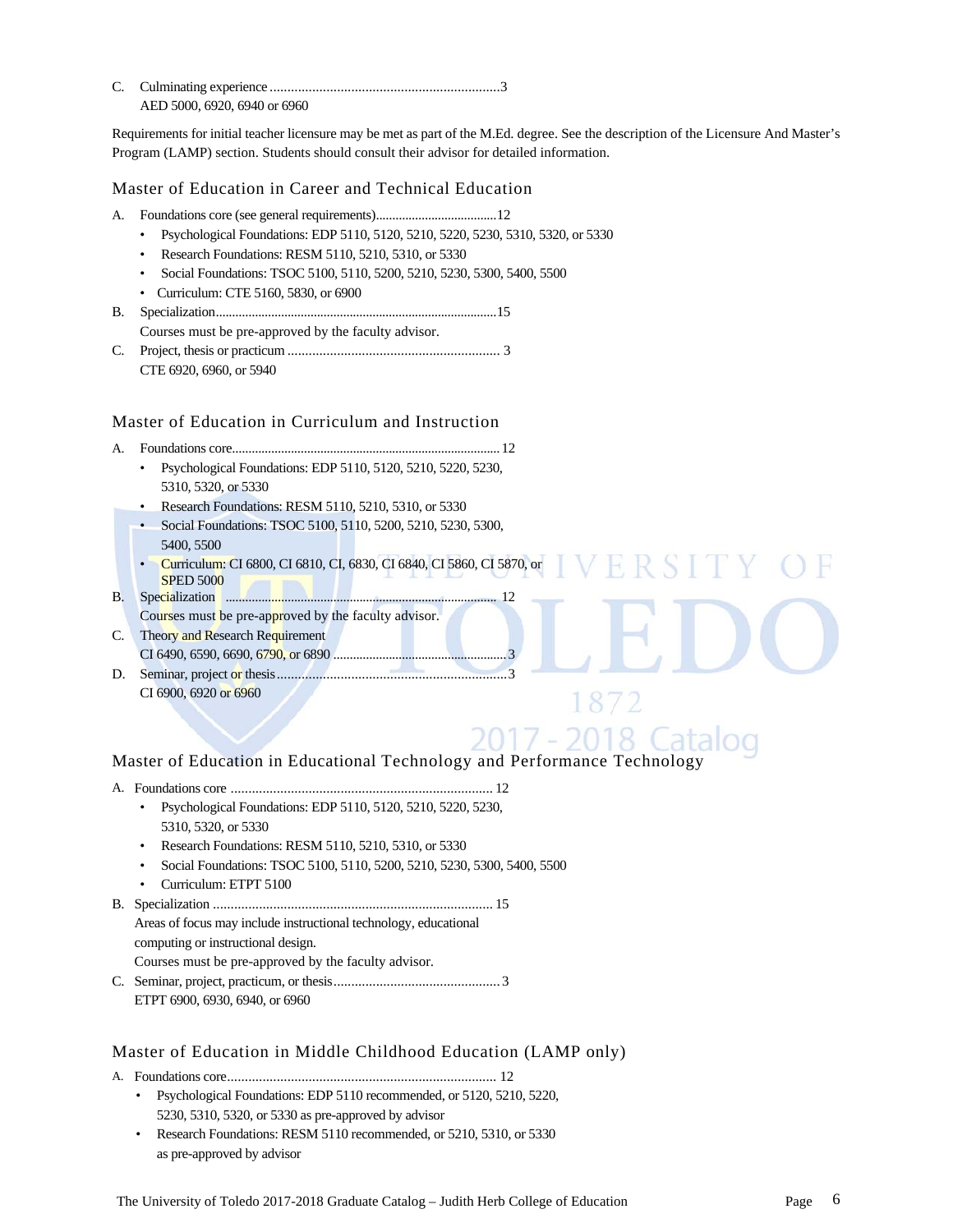C. Culminating experience ..................................................................3
AED 5000, 6920, 6940 or 6960

Requirements for initial teacher licensure may be met as part of the M.Ed. degree. See the description of the Licensure And Master's Program (LAMP) section. Students should consult their advisor for detailed information.

### Master of Education in Career and Technical Education

A. Foundations core (see general requirements)......................................12
- Psychological Foundations: EDP 5110, 5120, 5210, 5220, 5230, 5310, 5320, or 5330
- Research Foundations: RESM 5110, 5210, 5310, or 5330
- Social Foundations: TSOC 5100, 5110, 5200, 5210, 5230, 5300, 5400, 5500
- Curriculum: CTE 5160, 5830, or 6900

B. Specialization.....................................................................................15
Courses must be pre-approved by the faculty advisor.

C. Project, thesis or practicum ............................................................ 3
CTE 6920, 6960, or 5940

### Master of Education in Curriculum and Instruction

A. Foundations core..................................................................................12
- Psychological Foundations: EDP 5110, 5120, 5210, 5220, 5230, 5310, 5320, or 5330
- Research Foundations: RESM 5110, 5210, 5310, or 5330
- Social Foundations: TSOC 5100, 5110, 5200, 5210, 5230, 5300, 5400, 5500
- Curriculum: CI 6800, CI 6810, CI, 6830, CI 6840, CI 5860, CI 5870, or SPED 5000

B. Specialization ..................................................................................... 12
Courses must be pre-approved by the faculty advisor.

C. Theory and Research Requirement
CI 6490, 6590, 6690, 6790, or 6890 .....................................................3

D. Seminar, project or thesis..................................................................3
CI 6900, 6920 or 6960

### Master of Education in Educational Technology and Performance Technology

A. Foundations core ........................................................................... 12
- Psychological Foundations: EDP 5110, 5120, 5210, 5220, 5230, 5310, 5320, or 5330
- Research Foundations: RESM 5110, 5210, 5310, or 5330
- Social Foundations: TSOC 5100, 5110, 5200, 5210, 5230, 5300, 5400, 5500
- Curriculum: ETPT 5100

B. Specialization ............................................................................... 15
Areas of focus may include instructional technology, educational computing or instructional design.
Courses must be pre-approved by the faculty advisor.

C. Seminar, project, practicum, or thesis...............................................3
ETPT 6900, 6930, 6940, or 6960

### Master of Education in Middle Childhood Education (LAMP only)

A. Foundations core............................................................................ 12
- Psychological Foundations: EDP 5110 recommended, or 5120, 5210, 5220, 5230, 5310, 5320, or 5330 as pre-approved by advisor
- Research Foundations: RESM 5110 recommended, or 5210, 5310, or 5330 as pre-approved by advisor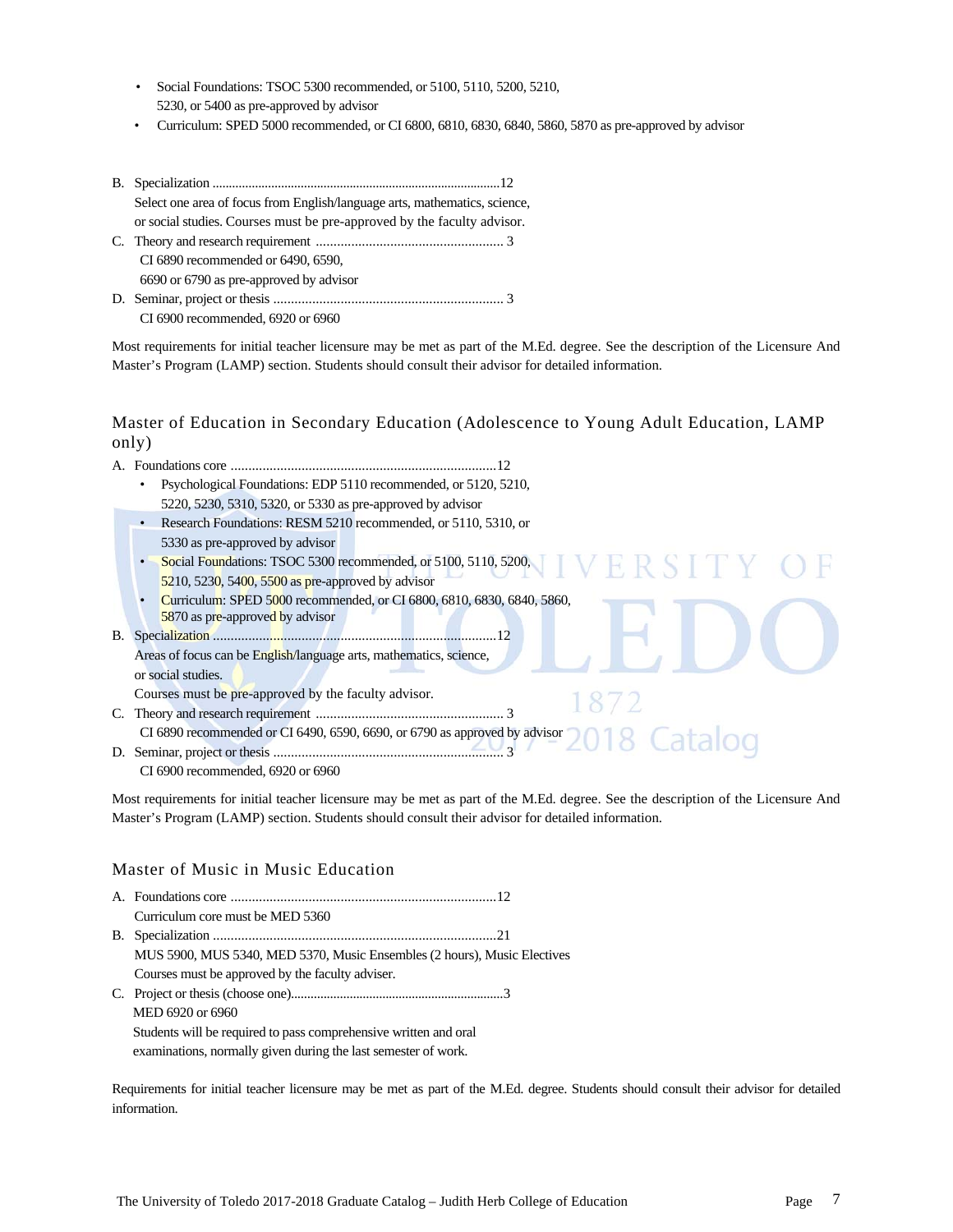- Social Foundations: TSOC 5300 recommended, or 5100, 5110, 5200, 5210, 5230, or 5400 as pre-approved by advisor
- Curriculum: SPED 5000 recommended, or CI 6800, 6810, 6830, 6840, 5860, 5870 as pre-approved by advisor

B. Specialization ........................................................................................12
   Select one area of focus from English/language arts, mathematics, science, or social studies. Courses must be pre-approved by the faculty advisor.

C. Theory and research requirement ..................................................... 3
   CI 6890 recommended or 6490, 6590, 6690 or 6790 as pre-approved by advisor

D. Seminar, project or thesis ................................................................. 3
   CI 6900 recommended, 6920 or 6960

Most requirements for initial teacher licensure may be met as part of the M.Ed. degree. See the description of the Licensure And Master's Program (LAMP) section. Students should consult their advisor for detailed information.

## Master of Education in Secondary Education (Adolescence to Young Adult Education, LAMP only)

A. Foundations core ...........................................................................12
   - Psychological Foundations: EDP 5110 recommended, or 5120, 5210, 5220, 5230, 5310, 5320, or 5330 as pre-approved by advisor
   - Research Foundations: RESM 5210 recommended, or 5110, 5310, or 5330 as pre-approved by advisor
   - Social Foundations: TSOC 5300 recommended, or 5100, 5110, 5200, 5210, 5230, 5400, 5500 as pre-approved by advisor
   - Curriculum: SPED 5000 recommended, or CI 6800, 6810, 6830, 6840, 5860, 5870 as pre-approved by advisor

B. Specialization ................................................................................12
   Areas of focus can be English/language arts, mathematics, science, or social studies.
   Courses must be pre-approved by the faculty advisor.

C. Theory and research requirement ..................................................... 3
   CI 6890 recommended or CI 6490, 6590, 6690, or 6790 as approved by advisor

D. Seminar, project or thesis ................................................................. 3
   CI 6900 recommended, 6920 or 6960

Most requirements for initial teacher licensure may be met as part of the M.Ed. degree. See the description of the Licensure And Master's Program (LAMP) section. Students should consult their advisor for detailed information.

## Master of Music in Music Education

A. Foundations core ...........................................................................12
   Curriculum core must be MED 5360

B. Specialization ................................................................................21
   MUS 5900, MUS 5340, MED 5370, Music Ensembles (2 hours), Music Electives
   Courses must be approved by the faculty adviser.

C. Project or thesis (choose one)................................................................3
   MED 6920 or 6960
   Students will be required to pass comprehensive written and oral examinations, normally given during the last semester of work.

Requirements for initial teacher licensure may be met as part of the M.Ed. degree. Students should consult their advisor for detailed information.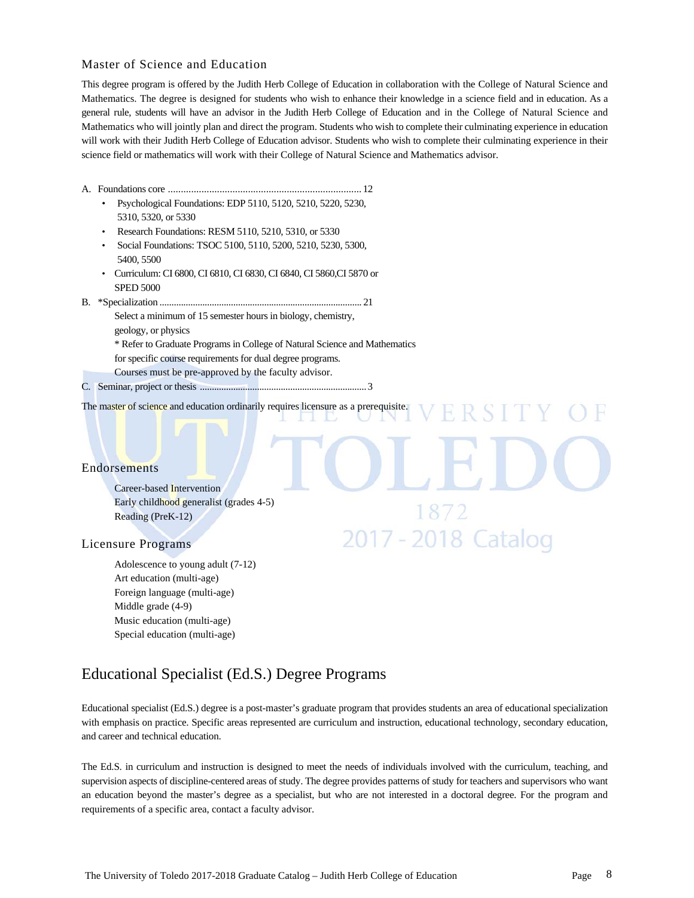## Master of Science and Education

This degree program is offered by the Judith Herb College of Education in collaboration with the College of Natural Science and Mathematics. The degree is designed for students who wish to enhance their knowledge in a science field and in education. As a general rule, students will have an advisor in the Judith Herb College of Education and in the College of Natural Science and Mathematics who will jointly plan and direct the program. Students who wish to complete their culminating experience in education will work with their Judith Herb College of Education advisor. Students who wish to complete their culminating experience in their science field or mathematics will work with their College of Natural Science and Mathematics advisor.

A. Foundations core ........................................................................ 12
- Psychological Foundations: EDP 5110, 5120, 5210, 5220, 5230, 5310, 5320, or 5330
- Research Foundations: RESM 5110, 5210, 5310, or 5330
- Social Foundations: TSOC 5100, 5110, 5200, 5210, 5230, 5300, 5400, 5500
- Curriculum: CI 6800, CI 6810, CI 6830, CI 6840, CI 5860,CI 5870 or SPED 5000

B. *Specialization .................................................................................. 21

Select a minimum of 15 semester hours in biology, chemistry, geology, or physics

* Refer to Graduate Programs in College of Natural Science and Mathematics for specific course requirements for dual degree programs.

Courses must be pre-approved by the faculty advisor.

C. Seminar, project or thesis ...................................................................... 3

The master of science and education ordinarily requires licensure as a prerequisite.

## Endorsements

Career-based Intervention
Early childhood generalist (grades 4-5)
Reading (PreK-12)

## Licensure Programs

Adolescence to young adult (7-12)
Art education (multi-age)
Foreign language (multi-age)
Middle grade (4-9)
Music education (multi-age)
Special education (multi-age)

# Educational Specialist (Ed.S.) Degree Programs

Educational specialist (Ed.S.) degree is a post-master's graduate program that provides students an area of educational specialization with emphasis on practice. Specific areas represented are curriculum and instruction, educational technology, secondary education, and career and technical education.

The Ed.S. in curriculum and instruction is designed to meet the needs of individuals involved with the curriculum, teaching, and supervision aspects of discipline-centered areas of study. The degree provides patterns of study for teachers and supervisors who want an education beyond the master's degree as a specialist, but who are not interested in a doctoral degree. For the program and requirements of a specific area, contact a faculty advisor.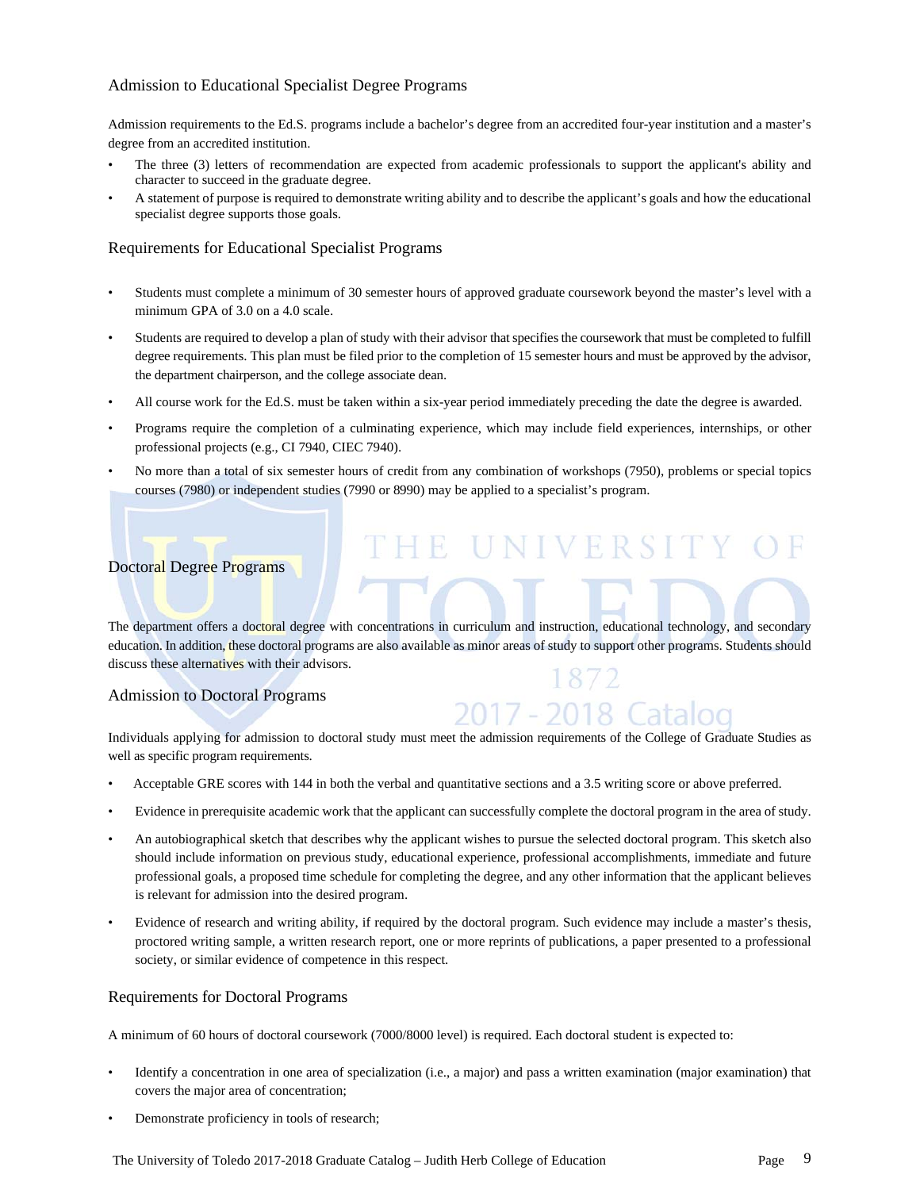### Admission to Educational Specialist Degree Programs

Admission requirements to the Ed.S. programs include a bachelor's degree from an accredited four-year institution and a master's degree from an accredited institution.

- The three (3) letters of recommendation are expected from academic professionals to support the applicant's ability and character to succeed in the graduate degree.
- A statement of purpose is required to demonstrate writing ability and to describe the applicant's goals and how the educational specialist degree supports those goals.

### Requirements for Educational Specialist Programs

- Students must complete a minimum of 30 semester hours of approved graduate coursework beyond the master's level with a minimum GPA of 3.0 on a 4.0 scale.
- Students are required to develop a plan of study with their advisor that specifies the coursework that must be completed to fulfill degree requirements. This plan must be filed prior to the completion of 15 semester hours and must be approved by the advisor, the department chairperson, and the college associate dean.
- All course work for the Ed.S. must be taken within a six-year period immediately preceding the date the degree is awarded.
- Programs require the completion of a culminating experience, which may include field experiences, internships, or other professional projects (e.g., CI 7940, CIEC 7940).
- No more than a total of six semester hours of credit from any combination of workshops (7950), problems or special topics courses (7980) or independent studies (7990 or 8990) may be applied to a specialist's program.

### Doctoral Degree Programs

The department offers a doctoral degree with concentrations in curriculum and instruction, educational technology, and secondary education. In addition, these doctoral programs are also available as minor areas of study to support other programs. Students should discuss these alternatives with their advisors.

### Admission to Doctoral Programs

Individuals applying for admission to doctoral study must meet the admission requirements of the College of Graduate Studies as well as specific program requirements.

- Acceptable GRE scores with 144 in both the verbal and quantitative sections and a 3.5 writing score or above preferred.
- Evidence in prerequisite academic work that the applicant can successfully complete the doctoral program in the area of study.
- An autobiographical sketch that describes why the applicant wishes to pursue the selected doctoral program. This sketch also should include information on previous study, educational experience, professional accomplishments, immediate and future professional goals, a proposed time schedule for completing the degree, and any other information that the applicant believes is relevant for admission into the desired program.
- Evidence of research and writing ability, if required by the doctoral program. Such evidence may include a master's thesis, proctored writing sample, a written research report, one or more reprints of publications, a paper presented to a professional society, or similar evidence of competence in this respect.

### Requirements for Doctoral Programs

A minimum of 60 hours of doctoral coursework (7000/8000 level) is required. Each doctoral student is expected to:

- Identify a concentration in one area of specialization (i.e., a major) and pass a written examination (major examination) that covers the major area of concentration;
- Demonstrate proficiency in tools of research;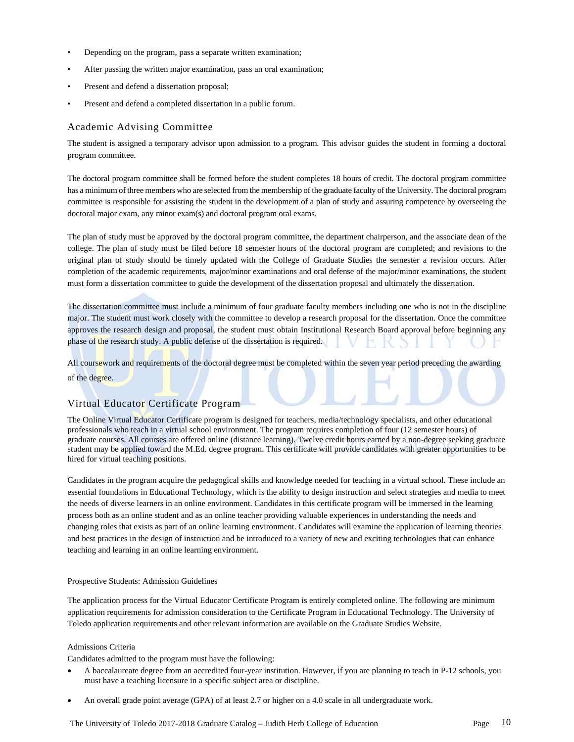- Depending on the program, pass a separate written examination;
- After passing the written major examination, pass an oral examination;
- Present and defend a dissertation proposal;
- Present and defend a completed dissertation in a public forum.

## Academic Advising Committee

The student is assigned a temporary advisor upon admission to a program. This advisor guides the student in forming a doctoral program committee.

The doctoral program committee shall be formed before the student completes 18 hours of credit. The doctoral program committee has a minimum of three members who are selected from the membership of the graduate faculty of the University. The doctoral program committee is responsible for assisting the student in the development of a plan of study and assuring competence by overseeing the doctoral major exam, any minor exam(s) and doctoral program oral exams.

The plan of study must be approved by the doctoral program committee, the department chairperson, and the associate dean of the college. The plan of study must be filed before 18 semester hours of the doctoral program are completed; and revisions to the original plan of study should be timely updated with the College of Graduate Studies the semester a revision occurs. After completion of the academic requirements, major/minor examinations and oral defense of the major/minor examinations, the student must form a dissertation committee to guide the development of the dissertation proposal and ultimately the dissertation.

The dissertation committee must include a minimum of four graduate faculty members including one who is not in the discipline major. The student must work closely with the committee to develop a research proposal for the dissertation. Once the committee approves the research design and proposal, the student must obtain Institutional Research Board approval before beginning any phase of the research study. A public defense of the dissertation is required.

All coursework and requirements of the doctoral degree must be completed within the seven year period preceding the awarding of the degree.

## Virtual Educator Certificate Program

The Online Virtual Educator Certificate program is designed for teachers, media/technology specialists, and other educational professionals who teach in a virtual school environment. The program requires completion of four (12 semester hours) of graduate courses. All courses are offered online (distance learning). Twelve credit hours earned by a non-degree seeking graduate student may be applied toward the M.Ed. degree program. This certificate will provide candidates with greater opportunities to be hired for virtual teaching positions.

Candidates in the program acquire the pedagogical skills and knowledge needed for teaching in a virtual school. These include an essential foundations in Educational Technology, which is the ability to design instruction and select strategies and media to meet the needs of diverse learners in an online environment. Candidates in this certificate program will be immersed in the learning process both as an online student and as an online teacher providing valuable experiences in understanding the needs and changing roles that exists as part of an online learning environment. Candidates will examine the application of learning theories and best practices in the design of instruction and be introduced to a variety of new and exciting technologies that can enhance teaching and learning in an online learning environment.

Prospective Students: Admission Guidelines

The application process for the Virtual Educator Certificate Program is entirely completed online. The following are minimum application requirements for admission consideration to the Certificate Program in Educational Technology. The University of Toledo application requirements and other relevant information are available on the Graduate Studies Website.

Admissions Criteria

Candidates admitted to the program must have the following:

- A baccalaureate degree from an accredited four-year institution. However, if you are planning to teach in P-12 schools, you must have a teaching licensure in a specific subject area or discipline.
- An overall grade point average (GPA) of at least 2.7 or higher on a 4.0 scale in all undergraduate work.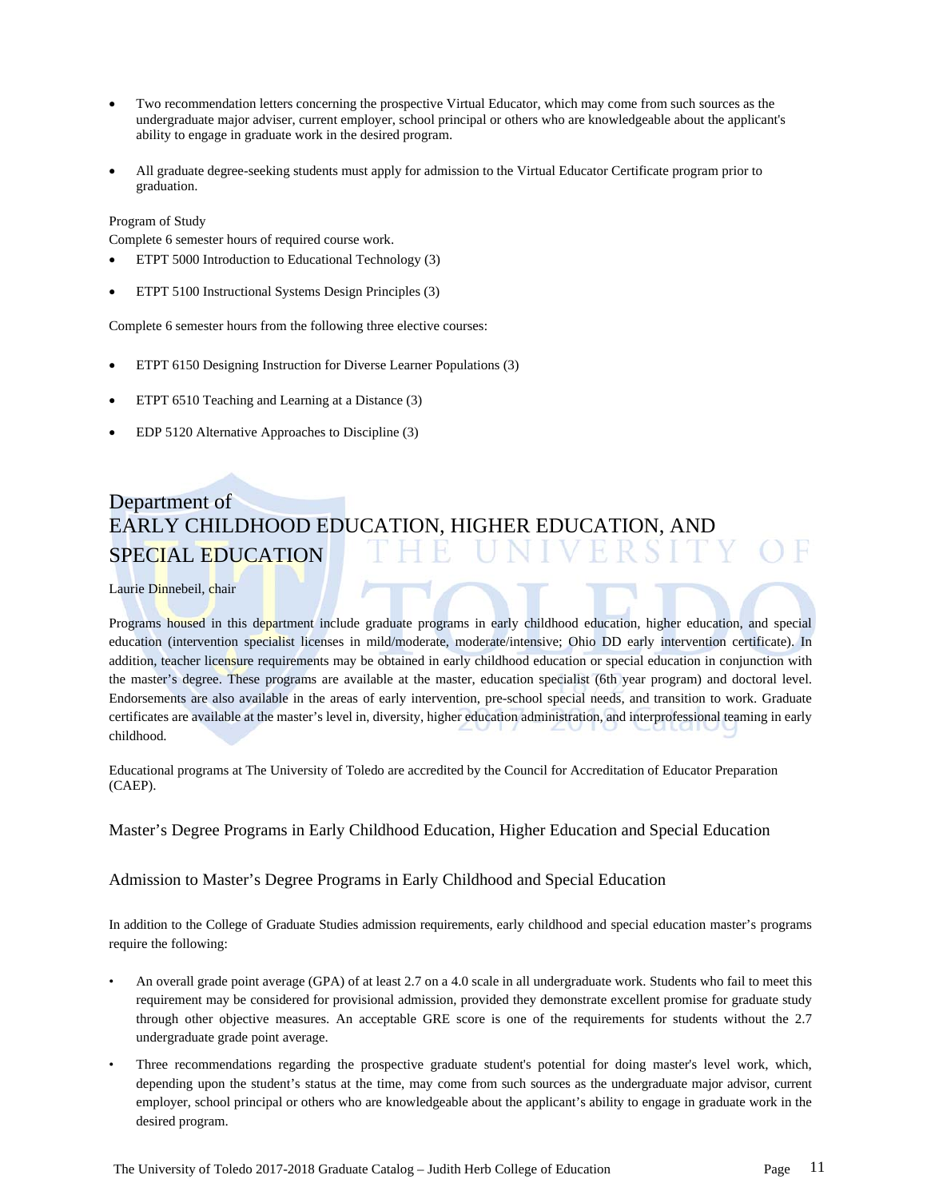- Two recommendation letters concerning the prospective Virtual Educator, which may come from such sources as the undergraduate major adviser, current employer, school principal or others who are knowledgeable about the applicant's ability to engage in graduate work in the desired program.

- All graduate degree-seeking students must apply for admission to the Virtual Educator Certificate program prior to graduation.

Program of Study

Complete 6 semester hours of required course work.

- ETPT 5000 Introduction to Educational Technology (3)

- ETPT 5100 Instructional Systems Design Principles (3)

Complete 6 semester hours from the following three elective courses:

- ETPT 6150 Designing Instruction for Diverse Learner Populations (3)

- ETPT 6510 Teaching and Learning at a Distance (3)

- EDP 5120 Alternative Approaches to Discipline (3)

# Department of EARLY CHILDHOOD EDUCATION, HIGHER EDUCATION, AND SPECIAL EDUCATION

Laurie Dinnebeil, chair

Programs housed in this department include graduate programs in early childhood education, higher education, and special education (intervention specialist licenses in mild/moderate, moderate/intensive; Ohio DD early intervention certificate). In addition, teacher licensure requirements may be obtained in early childhood education or special education in conjunction with the master's degree. These programs are available at the master, education specialist (6th year program) and doctoral level. Endorsements are also available in the areas of early intervention, pre-school special needs, and transition to work. Graduate certificates are available at the master's level in, diversity, higher education administration, and interprofessional teaming in early childhood.

Educational programs at The University of Toledo are accredited by the Council for Accreditation of Educator Preparation (CAEP).

## Master's Degree Programs in Early Childhood Education, Higher Education and Special Education

### Admission to Master's Degree Programs in Early Childhood and Special Education

In addition to the College of Graduate Studies admission requirements, early childhood and special education master's programs require the following:

- An overall grade point average (GPA) of at least 2.7 on a 4.0 scale in all undergraduate work. Students who fail to meet this requirement may be considered for provisional admission, provided they demonstrate excellent promise for graduate study through other objective measures. An acceptable GRE score is one of the requirements for students without the 2.7 undergraduate grade point average.
- Three recommendations regarding the prospective graduate student's potential for doing master's level work, which, depending upon the student's status at the time, may come from such sources as the undergraduate major advisor, current employer, school principal or others who are knowledgeable about the applicant's ability to engage in graduate work in the desired program.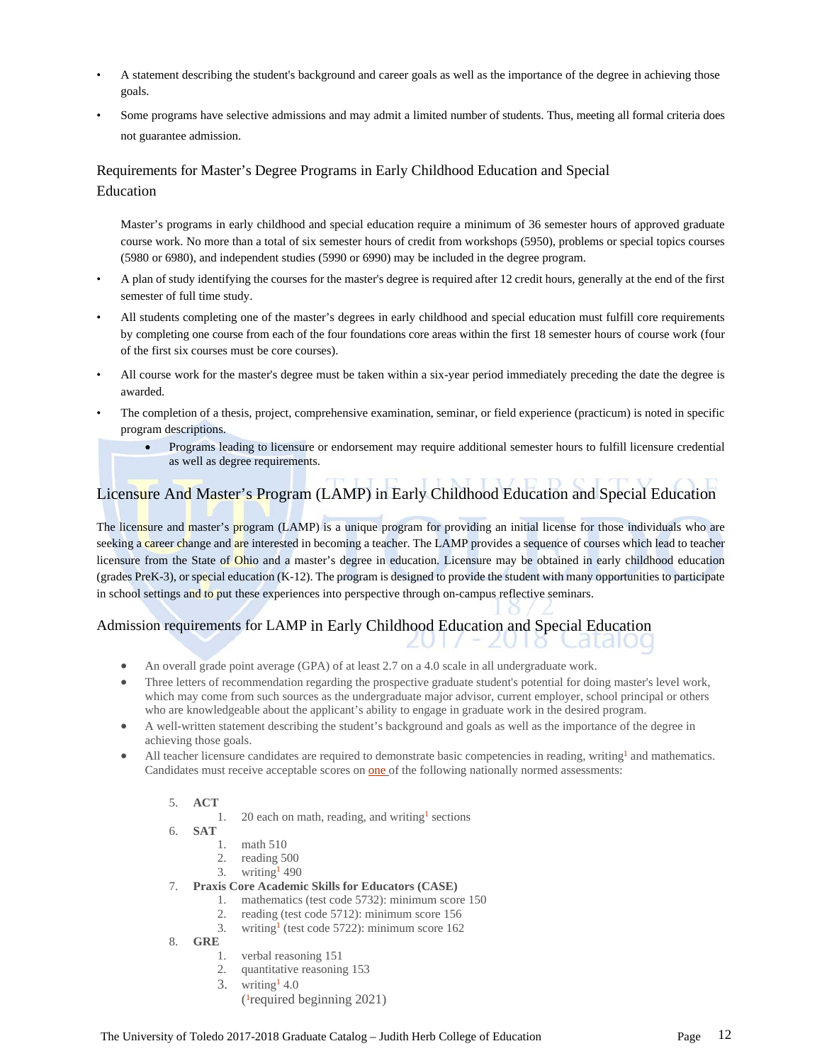- A statement describing the student's background and career goals as well as the importance of the degree in achieving those goals.
- Some programs have selective admissions and may admit a limited number of students. Thus, meeting all formal criteria does not guarantee admission.

## Requirements for Master's Degree Programs in Early Childhood Education and Special Education

Master's programs in early childhood and special education require a minimum of 36 semester hours of approved graduate course work. No more than a total of six semester hours of credit from workshops (5950), problems or special topics courses (5980 or 6980), and independent studies (5990 or 6990) may be included in the degree program.

- A plan of study identifying the courses for the master's degree is required after 12 credit hours, generally at the end of the first semester of full time study.
- All students completing one of the master's degrees in early childhood and special education must fulfill core requirements by completing one course from each of the four foundations core areas within the first 18 semester hours of course work (four of the first six courses must be core courses).
- All course work for the master's degree must be taken within a six-year period immediately preceding the date the degree is awarded.
- The completion of a thesis, project, comprehensive examination, seminar, or field experience (practicum) is noted in specific program descriptions.
  - Programs leading to licensure or endorsement may require additional semester hours to fulfill licensure credential as well as degree requirements.

## Licensure And Master's Program (LAMP) in Early Childhood Education and Special Education

The licensure and master's program (LAMP) is a unique program for providing an initial license for those individuals who are seeking a career change and are interested in becoming a teacher. The LAMP provides a sequence of courses which lead to teacher licensure from the State of Ohio and a master's degree in education. Licensure may be obtained in early childhood education (grades PreK-3), or special education (K-12). The program is designed to provide the student with many opportunities to participate in school settings and to put these experiences into perspective through on-campus reflective seminars.

## Admission requirements for LAMP in Early Childhood Education and Special Education

- An overall grade point average (GPA) of at least 2.7 on a 4.0 scale in all undergraduate work.
- Three letters of recommendation regarding the prospective graduate student's potential for doing master's level work, which may come from such sources as the undergraduate major advisor, current employer, school principal or others who are knowledgeable about the applicant's ability to engage in graduate work in the desired program.
- A well-written statement describing the student's background and goals as well as the importance of the degree in achieving those goals.
- All teacher licensure candidates are required to demonstrate basic competencies in reading, writing[1] and mathematics. Candidates must receive acceptable scores on one of the following nationally normed assessments:

5. **ACT**
   1. 20 each on math, reading, and writing[1] sections
6. **SAT**
   1. math 510
   2. reading 500
   3. writing[1] 490
7. **Praxis Core Academic Skills for Educators (CASE)**
   1. mathematics (test code 5732): minimum score 150
   2. reading (test code 5712): minimum score 156
   3. writing[1] (test code 5722): minimum score 162
8. **GRE**
   1. verbal reasoning 151
   2. quantitative reasoning 153
   3. writing[1] 4.0

([1]required beginning 2021)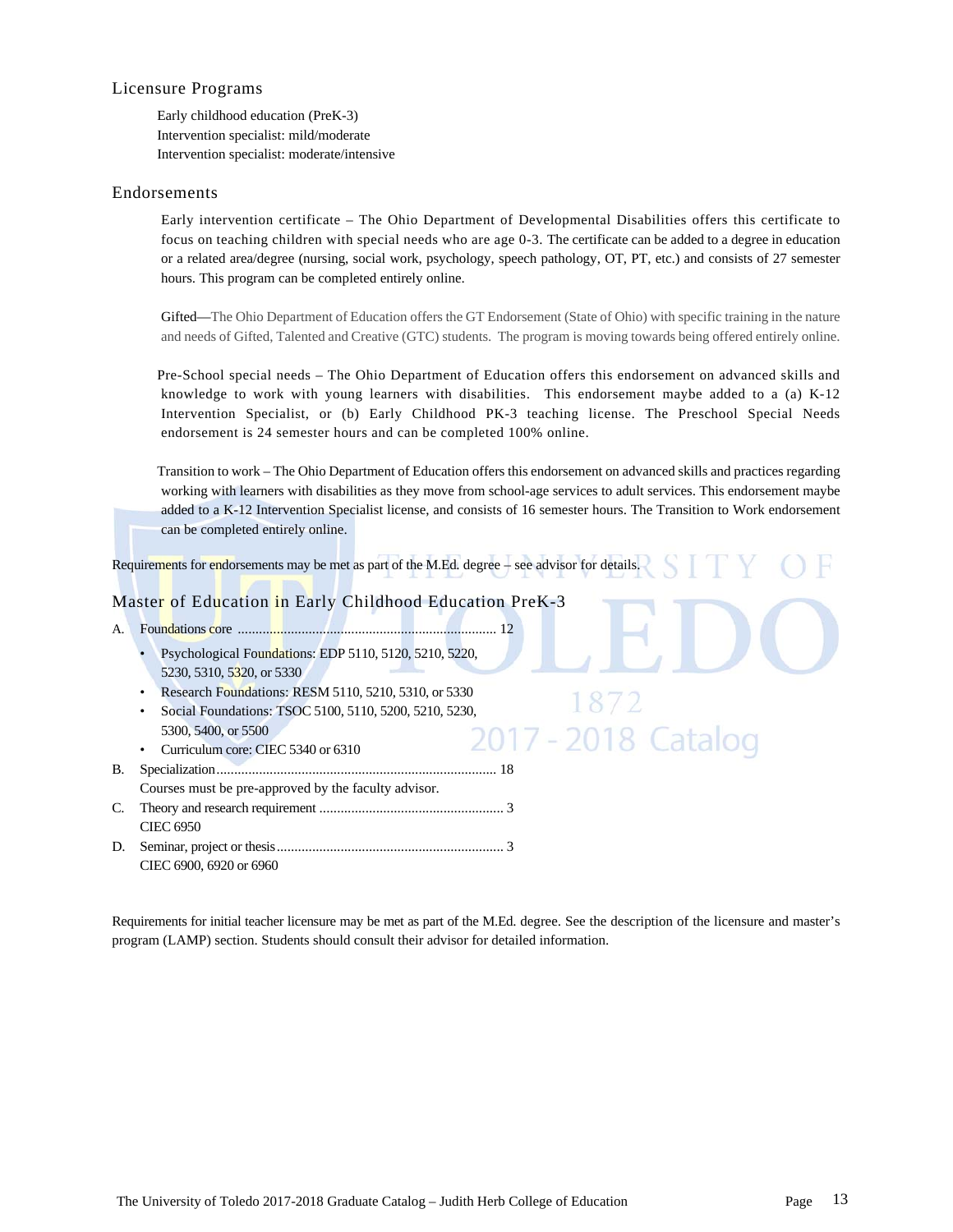## Licensure Programs

Early childhood education (PreK-3)
Intervention specialist: mild/moderate
Intervention specialist: moderate/intensive

## Endorsements

Early intervention certificate – The Ohio Department of Developmental Disabilities offers this certificate to focus on teaching children with special needs who are age 0-3. The certificate can be added to a degree in education or a related area/degree (nursing, social work, psychology, speech pathology, OT, PT, etc.) and consists of 27 semester hours. This program can be completed entirely online.

Gifted—The Ohio Department of Education offers the GT Endorsement (State of Ohio) with specific training in the nature and needs of Gifted, Talented and Creative (GTC) students. The program is moving towards being offered entirely online.

Pre-School special needs – The Ohio Department of Education offers this endorsement on advanced skills and knowledge to work with young learners with disabilities. This endorsement maybe added to a (a) K-12 Intervention Specialist, or (b) Early Childhood PK-3 teaching license. The Preschool Special Needs endorsement is 24 semester hours and can be completed 100% online.

Transition to work – The Ohio Department of Education offers this endorsement on advanced skills and practices regarding working with learners with disabilities as they move from school-age services to adult services. This endorsement maybe added to a K-12 Intervention Specialist license, and consists of 16 semester hours. The Transition to Work endorsement can be completed entirely online.

Requirements for endorsements may be met as part of the M.Ed. degree – see advisor for details.

## Master of Education in Early Childhood Education PreK-3

A. Foundations core .......................................................................... 12
- Psychological Foundations: EDP 5110, 5120, 5210, 5220, 5230, 5310, 5320, or 5330
- Research Foundations: RESM 5110, 5210, 5310, or 5330
- Social Foundations: TSOC 5100, 5110, 5200, 5210, 5230, 5300, 5400, or 5500
- Curriculum core: CIEC 5340 or 6310

B. Specialization.............................................................................. 18
Courses must be pre-approved by the faculty advisor.

C. Theory and research requirement .................................................... 3
CIEC 6950

D. Seminar, project or thesis................................................................ 3
CIEC 6900, 6920 or 6960

Requirements for initial teacher licensure may be met as part of the M.Ed. degree. See the description of the licensure and master's program (LAMP) section. Students should consult their advisor for detailed information.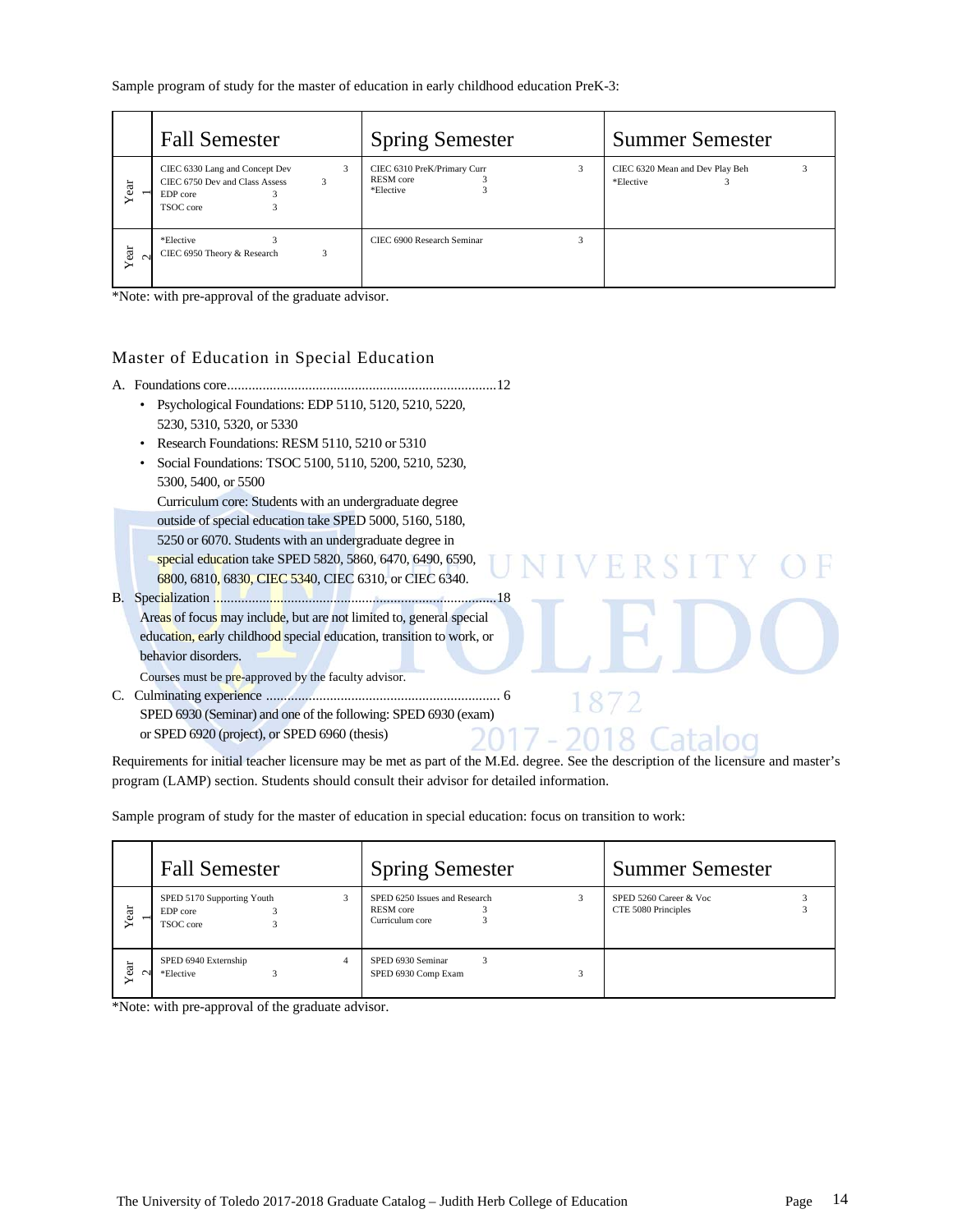Sample program of study for the master of education in early childhood education PreK-3:

| | Fall Semester | Spring Semester | Summer Semester |
|---|---|---|---|
| Year 1 | CIEC 6330 Lang and Concept Dev 3<br>CIEC 6750 Dev and Class Assess 3<br>EDP core 3<br>TSOC core 3 | CIEC 6310 PreK/Primary Curr 3<br>RESM core 3<br>*Elective 3 | CIEC 6320 Mean and Dev Play Beh 3<br>*Elective 3 |
| Year 2 | *Elective 3<br>CIEC 6950 Theory & Research 3 | CIEC 6900 Research Seminar 3 | |

*Note: with pre-approval of the graduate advisor.

## Master of Education in Special Education

A. Foundations core............................................................................12
- Psychological Foundations: EDP 5110, 5120, 5210, 5220, 5230, 5310, 5320, or 5330
- Research Foundations: RESM 5110, 5210 or 5310
- Social Foundations: TSOC 5100, 5110, 5200, 5210, 5230, 5300, 5400, or 5500

  Curriculum core: Students with an undergraduate degree outside of special education take SPED 5000, 5160, 5180, 5250 or 6070. Students with an undergraduate degree in special education take SPED 5820, 5860, 6470, 6490, 6590, 6800, 6810, 6830, CIEC 5340, CIEC 6310, or CIEC 6340.

B. Specialization ................................................................................18

   Areas of focus may include, but are not limited to, general special education, early childhood special education, transition to work, or behavior disorders.

   Courses must be pre-approved by the faculty advisor.

C. Culminating experience .................................................................. 6

   SPED 6930 (Seminar) and one of the following: SPED 6930 (exam) or SPED 6920 (project), or SPED 6960 (thesis)

Requirements for initial teacher licensure may be met as part of the M.Ed. degree. See the description of the licensure and master's program (LAMP) section. Students should consult their advisor for detailed information.

Sample program of study for the master of education in special education: focus on transition to work:

| | Fall Semester | Spring Semester | Summer Semester |
|---|---|---|---|
| Year 1 | SPED 5170 Supporting Youth 3<br>EDP core 3<br>TSOC core 3 | SPED 6250 Issues and Research 3<br>RESM core 3<br>Curriculum core 3 | SPED 5260 Career & Voc 3<br>CTE 5080 Principles 3 |
| Year 2 | SPED 6940 Externship 4<br>*Elective 3 | SPED 6930 Seminar 3<br>SPED 6930 Comp Exam 3 | |

*Note: with pre-approval of the graduate advisor.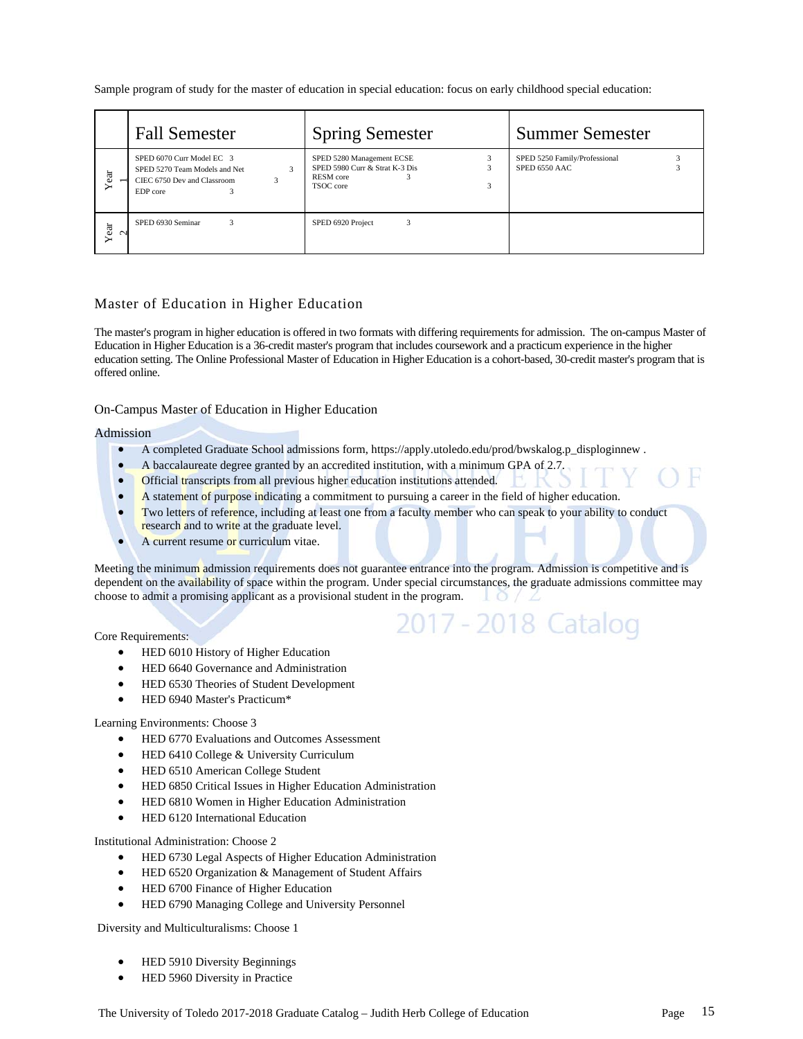Sample program of study for the master of education in special education: focus on early childhood special education:

| | Fall Semester | Spring Semester | Summer Semester |
|---|---|---|---|
| Year 1 | SPED 6070 Curr Model EC 3<br>SPED 5270 Team Models and Net 3<br>CIEC 6750 Dev and Classroom 3<br>EDP core 3 | SPED 5280 Management ECSE 3<br>SPED 5980 Curr & Strat K-3 Dis 3<br>RESM core 3<br>TSOC core 3 | SPED 5250 Family/Professional 3<br>SPED 6550 AAC 3 |
| Year 2 | SPED 6930 Seminar 3 | SPED 6920 Project 3 | |

## Master of Education in Higher Education

The master's program in higher education is offered in two formats with differing requirements for admission. The on-campus Master of Education in Higher Education is a 36-credit master's program that includes coursework and a practicum experience in the higher education setting. The Online Professional Master of Education in Higher Education is a cohort-based, 30-credit master's program that is offered online.

### On-Campus Master of Education in Higher Education

Admission

- A completed Graduate School admissions form, https://apply.utoledo.edu/prod/bwskalog.p_disploginnew .
- A baccalaureate degree granted by an accredited institution, with a minimum GPA of 2.7.
- Official transcripts from all previous higher education institutions attended.
- A statement of purpose indicating a commitment to pursuing a career in the field of higher education.
- Two letters of reference, including at least one from a faculty member who can speak to your ability to conduct research and to write at the graduate level.
- A current resume or curriculum vitae.

Meeting the minimum admission requirements does not guarantee entrance into the program. Admission is competitive and is dependent on the availability of space within the program. Under special circumstances, the graduate admissions committee may choose to admit a promising applicant as a provisional student in the program.

Core Requirements:

- HED 6010 History of Higher Education
- HED 6640 Governance and Administration
- HED 6530 Theories of Student Development
- HED 6940 Master's Practicum*

Learning Environments: Choose 3

- HED 6770 Evaluations and Outcomes Assessment
- HED 6410 College & University Curriculum
- HED 6510 American College Student
- HED 6850 Critical Issues in Higher Education Administration
- HED 6810 Women in Higher Education Administration
- HED 6120 International Education

Institutional Administration: Choose 2

- HED 6730 Legal Aspects of Higher Education Administration
- HED 6520 Organization & Management of Student Affairs
- HED 6700 Finance of Higher Education
- HED 6790 Managing College and University Personnel

Diversity and Multiculturalisms: Choose 1

- HED 5910 Diversity Beginnings
- HED 5960 Diversity in Practice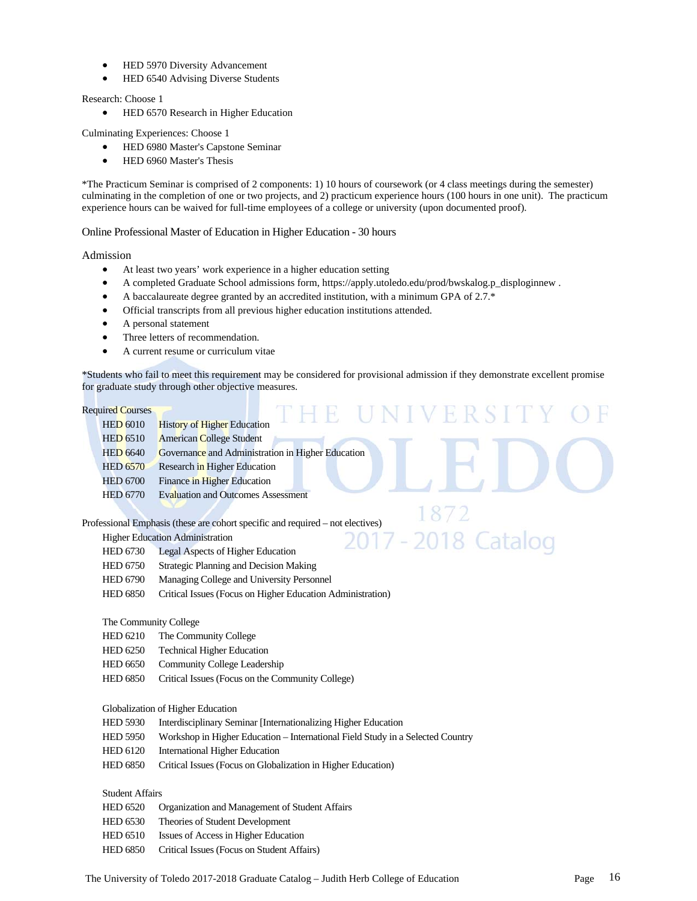- HED 5970 Diversity Advancement
- HED 6540 Advising Diverse Students

Research: Choose 1

- HED 6570 Research in Higher Education

Culminating Experiences: Choose 1

- HED 6980 Master's Capstone Seminar
- HED 6960 Master's Thesis

*The Practicum Seminar is comprised of 2 components: 1) 10 hours of coursework (or 4 class meetings during the semester) culminating in the completion of one or two projects, and 2) practicum experience hours (100 hours in one unit). The practicum experience hours can be waived for full-time employees of a college or university (upon documented proof).

## Online Professional Master of Education in Higher Education - 30 hours

### Admission

- At least two years' work experience in a higher education setting
- A completed Graduate School admissions form, https://apply.utoledo.edu/prod/bwskalog.p_disploginnew .
- A baccalaureate degree granted by an accredited institution, with a minimum GPA of 2.7.*
- Official transcripts from all previous higher education institutions attended.
- A personal statement
- Three letters of recommendation.
- A current resume or curriculum vitae

*Students who fail to meet this requirement may be considered for provisional admission if they demonstrate excellent promise for graduate study through other objective measures.

Required Courses

| | |
|---|---|
| HED 6010 | History of Higher Education |
| HED 6510 | American College Student |
| HED 6640 | Governance and Administration in Higher Education |
| HED 6570 | Research in Higher Education |
| HED 6700 | Finance in Higher Education |
| HED 6770 | Evaluation and Outcomes Assessment |

Professional Emphasis (these are cohort specific and required – not electives)

Higher Education Administration

| | |
|---|---|
| HED 6730 | Legal Aspects of Higher Education |
| HED 6750 | Strategic Planning and Decision Making |
| HED 6790 | Managing College and University Personnel |
| HED 6850 | Critical Issues (Focus on Higher Education Administration) |

The Community College

| | |
|---|---|
| HED 6210 | The Community College |
| HED 6250 | Technical Higher Education |
| HED 6650 | Community College Leadership |
| HED 6850 | Critical Issues (Focus on the Community College) |

Globalization of Higher Education

| | |
|---|---|
| HED 5930 | Interdisciplinary Seminar [Internationalizing Higher Education |
| HED 5950 | Workshop in Higher Education – International Field Study in a Selected Country |
| HED 6120 | International Higher Education |
| HED 6850 | Critical Issues (Focus on Globalization in Higher Education) |

Student Affairs

| | |
|---|---|
| HED 6520 | Organization and Management of Student Affairs |
| HED 6530 | Theories of Student Development |
| HED 6510 | Issues of Access in Higher Education |
| HED 6850 | Critical Issues (Focus on Student Affairs) |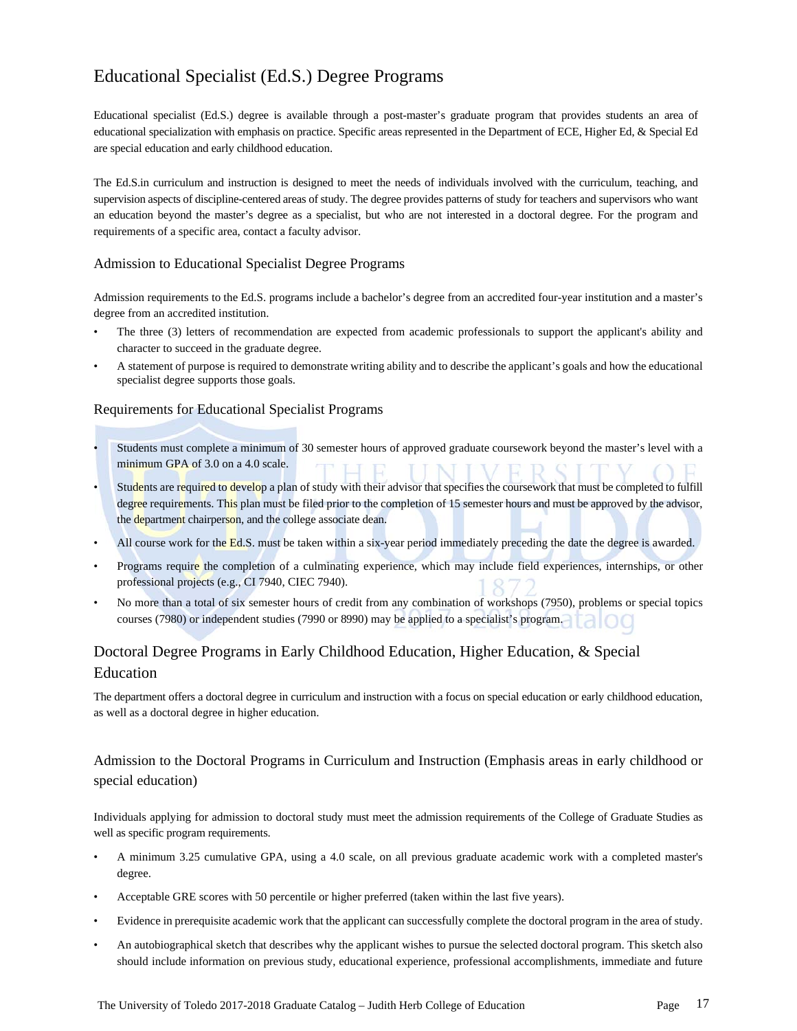# Educational Specialist (Ed.S.) Degree Programs

Educational specialist (Ed.S.) degree is available through a post-master's graduate program that provides students an area of educational specialization with emphasis on practice. Specific areas represented in the Department of ECE, Higher Ed, & Special Ed are special education and early childhood education.

The Ed.S.in curriculum and instruction is designed to meet the needs of individuals involved with the curriculum, teaching, and supervision aspects of discipline-centered areas of study. The degree provides patterns of study for teachers and supervisors who want an education beyond the master's degree as a specialist, but who are not interested in a doctoral degree. For the program and requirements of a specific area, contact a faculty advisor.

## Admission to Educational Specialist Degree Programs

Admission requirements to the Ed.S. programs include a bachelor's degree from an accredited four-year institution and a master's degree from an accredited institution.

- The three (3) letters of recommendation are expected from academic professionals to support the applicant's ability and character to succeed in the graduate degree.
- A statement of purpose is required to demonstrate writing ability and to describe the applicant's goals and how the educational specialist degree supports those goals.

## Requirements for Educational Specialist Programs

- Students must complete a minimum of 30 semester hours of approved graduate coursework beyond the master's level with a minimum GPA of 3.0 on a 4.0 scale.
- Students are required to develop a plan of study with their advisor that specifies the coursework that must be completed to fulfill degree requirements. This plan must be filed prior to the completion of 15 semester hours and must be approved by the advisor, the department chairperson, and the college associate dean.
- All course work for the Ed.S. must be taken within a six-year period immediately preceding the date the degree is awarded.
- Programs require the completion of a culminating experience, which may include field experiences, internships, or other professional projects (e.g., CI 7940, CIEC 7940).
- No more than a total of six semester hours of credit from any combination of workshops (7950), problems or special topics courses (7980) or independent studies (7990 or 8990) may be applied to a specialist's program.

# Doctoral Degree Programs in Early Childhood Education, Higher Education, & Special Education

The department offers a doctoral degree in curriculum and instruction with a focus on special education or early childhood education, as well as a doctoral degree in higher education.

## Admission to the Doctoral Programs in Curriculum and Instruction (Emphasis areas in early childhood or special education)

Individuals applying for admission to doctoral study must meet the admission requirements of the College of Graduate Studies as well as specific program requirements.

- A minimum 3.25 cumulative GPA, using a 4.0 scale, on all previous graduate academic work with a completed master's degree.
- Acceptable GRE scores with 50 percentile or higher preferred (taken within the last five years).
- Evidence in prerequisite academic work that the applicant can successfully complete the doctoral program in the area of study.
- An autobiographical sketch that describes why the applicant wishes to pursue the selected doctoral program. This sketch also should include information on previous study, educational experience, professional accomplishments, immediate and future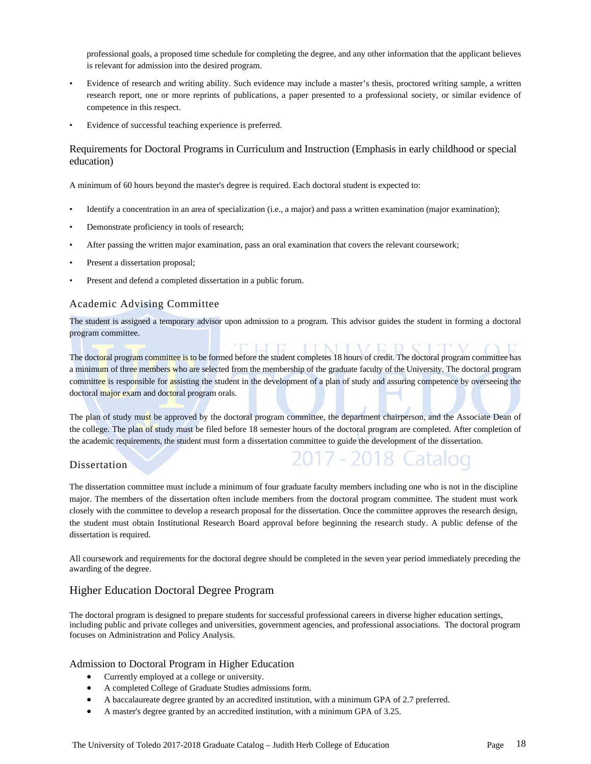professional goals, a proposed time schedule for completing the degree, and any other information that the applicant believes is relevant for admission into the desired program.

- Evidence of research and writing ability. Such evidence may include a master's thesis, proctored writing sample, a written research report, one or more reprints of publications, a paper presented to a professional society, or similar evidence of competence in this respect.
- Evidence of successful teaching experience is preferred.

## Requirements for Doctoral Programs in Curriculum and Instruction (Emphasis in early childhood or special education)

A minimum of 60 hours beyond the master's degree is required. Each doctoral student is expected to:

- Identify a concentration in an area of specialization (i.e., a major) and pass a written examination (major examination);
- Demonstrate proficiency in tools of research;
- After passing the written major examination, pass an oral examination that covers the relevant coursework;
- Present a dissertation proposal;
- Present and defend a completed dissertation in a public forum.

### Academic Advising Committee

The student is assigned a temporary advisor upon admission to a program. This advisor guides the student in forming a doctoral program committee.

The doctoral program committee is to be formed before the student completes 18 hours of credit. The doctoral program committee has a minimum of three members who are selected from the membership of the graduate faculty of the University. The doctoral program committee is responsible for assisting the student in the development of a plan of study and assuring competence by overseeing the doctoral major exam and doctoral program orals.

The plan of study must be approved by the doctoral program committee, the department chairperson, and the Associate Dean of the college. The plan of study must be filed before 18 semester hours of the doctoral program are completed. After completion of the academic requirements, the student must form a dissertation committee to guide the development of the dissertation.

### Dissertation

The dissertation committee must include a minimum of four graduate faculty members including one who is not in the discipline major. The members of the dissertation often include members from the doctoral program committee. The student must work closely with the committee to develop a research proposal for the dissertation. Once the committee approves the research design, the student must obtain Institutional Research Board approval before beginning the research study. A public defense of the dissertation is required.

All coursework and requirements for the doctoral degree should be completed in the seven year period immediately preceding the awarding of the degree.

## Higher Education Doctoral Degree Program

The doctoral program is designed to prepare students for successful professional careers in diverse higher education settings, including public and private colleges and universities, government agencies, and professional associations. The doctoral program focuses on Administration and Policy Analysis.

### Admission to Doctoral Program in Higher Education

- Currently employed at a college or university.
- A completed College of Graduate Studies admissions form.
- A baccalaureate degree granted by an accredited institution, with a minimum GPA of 2.7 preferred.
- A master's degree granted by an accredited institution, with a minimum GPA of 3.25.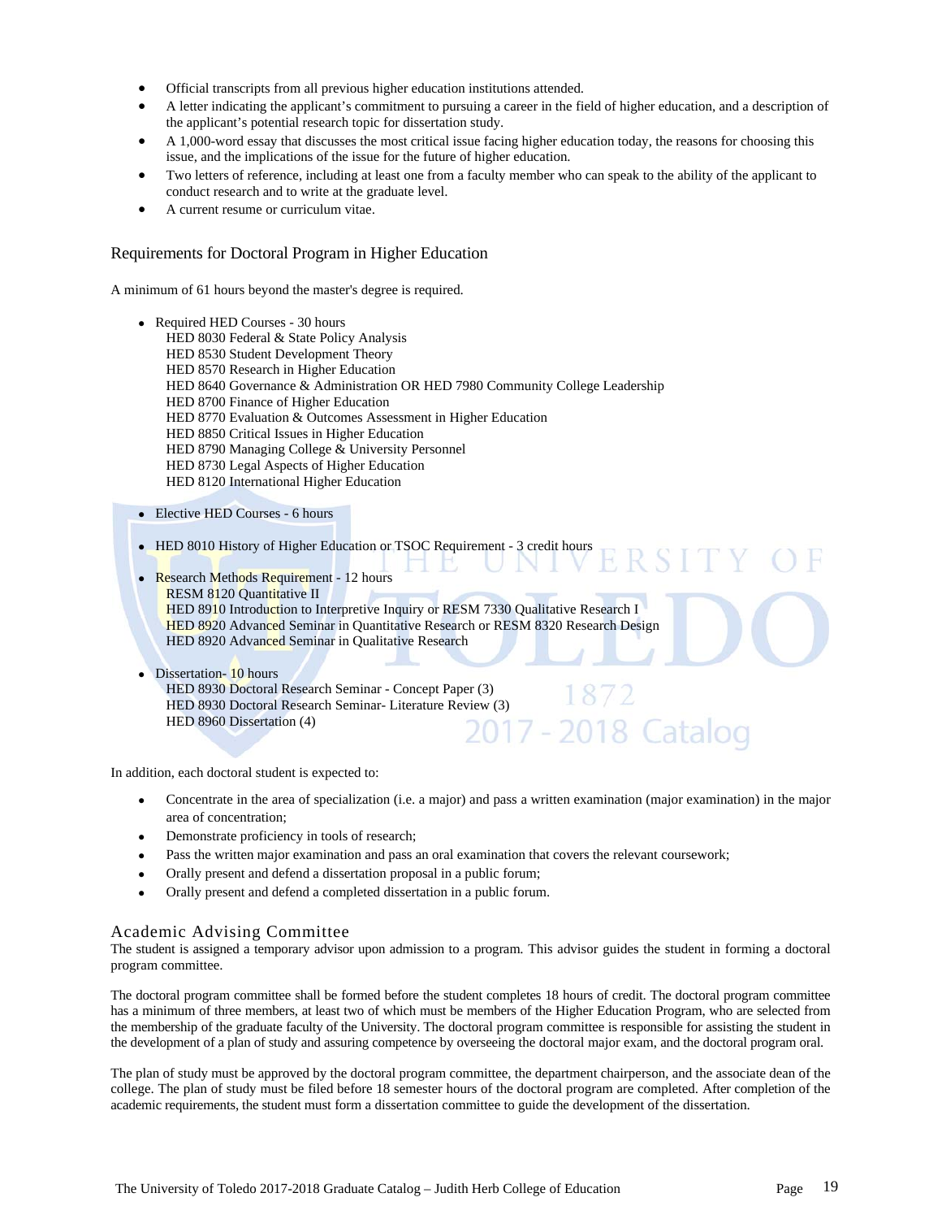- Official transcripts from all previous higher education institutions attended.
- A letter indicating the applicant's commitment to pursuing a career in the field of higher education, and a description of the applicant's potential research topic for dissertation study.
- A 1,000-word essay that discusses the most critical issue facing higher education today, the reasons for choosing this issue, and the implications of the issue for the future of higher education.
- Two letters of reference, including at least one from a faculty member who can speak to the ability of the applicant to conduct research and to write at the graduate level.
- A current resume or curriculum vitae.

## Requirements for Doctoral Program in Higher Education

A minimum of 61 hours beyond the master's degree is required.

- Required HED Courses - 30 hours
  HED 8030 Federal & State Policy Analysis
  HED 8530 Student Development Theory
  HED 8570 Research in Higher Education
  HED 8640 Governance & Administration OR HED 7980 Community College Leadership
  HED 8700 Finance of Higher Education
  HED 8770 Evaluation & Outcomes Assessment in Higher Education
  HED 8850 Critical Issues in Higher Education
  HED 8790 Managing College & University Personnel
  HED 8730 Legal Aspects of Higher Education
  HED 8120 International Higher Education

- Elective HED Courses - 6 hours

- HED 8010 History of Higher Education or TSOC Requirement - 3 credit hours

- Research Methods Requirement - 12 hours
  RESM 8120 Quantitative II
  HED 8910 Introduction to Interpretive Inquiry or RESM 7330 Qualitative Research I
  HED 8920 Advanced Seminar in Quantitative Research or RESM 8320 Research Design
  HED 8920 Advanced Seminar in Qualitative Research

- Dissertation- 10 hours
  HED 8930 Doctoral Research Seminar - Concept Paper (3)
  HED 8930 Doctoral Research Seminar- Literature Review (3)
  HED 8960 Dissertation (4)

In addition, each doctoral student is expected to:

- Concentrate in the area of specialization (i.e. a major) and pass a written examination (major examination) in the major area of concentration;
- Demonstrate proficiency in tools of research;
- Pass the written major examination and pass an oral examination that covers the relevant coursework;
- Orally present and defend a dissertation proposal in a public forum;
- Orally present and defend a completed dissertation in a public forum.

## Academic Advising Committee

The student is assigned a temporary advisor upon admission to a program. This advisor guides the student in forming a doctoral program committee.

The doctoral program committee shall be formed before the student completes 18 hours of credit. The doctoral program committee has a minimum of three members, at least two of which must be members of the Higher Education Program, who are selected from the membership of the graduate faculty of the University. The doctoral program committee is responsible for assisting the student in the development of a plan of study and assuring competence by overseeing the doctoral major exam, and the doctoral program oral.

The plan of study must be approved by the doctoral program committee, the department chairperson, and the associate dean of the college. The plan of study must be filed before 18 semester hours of the doctoral program are completed. After completion of the academic requirements, the student must form a dissertation committee to guide the development of the dissertation.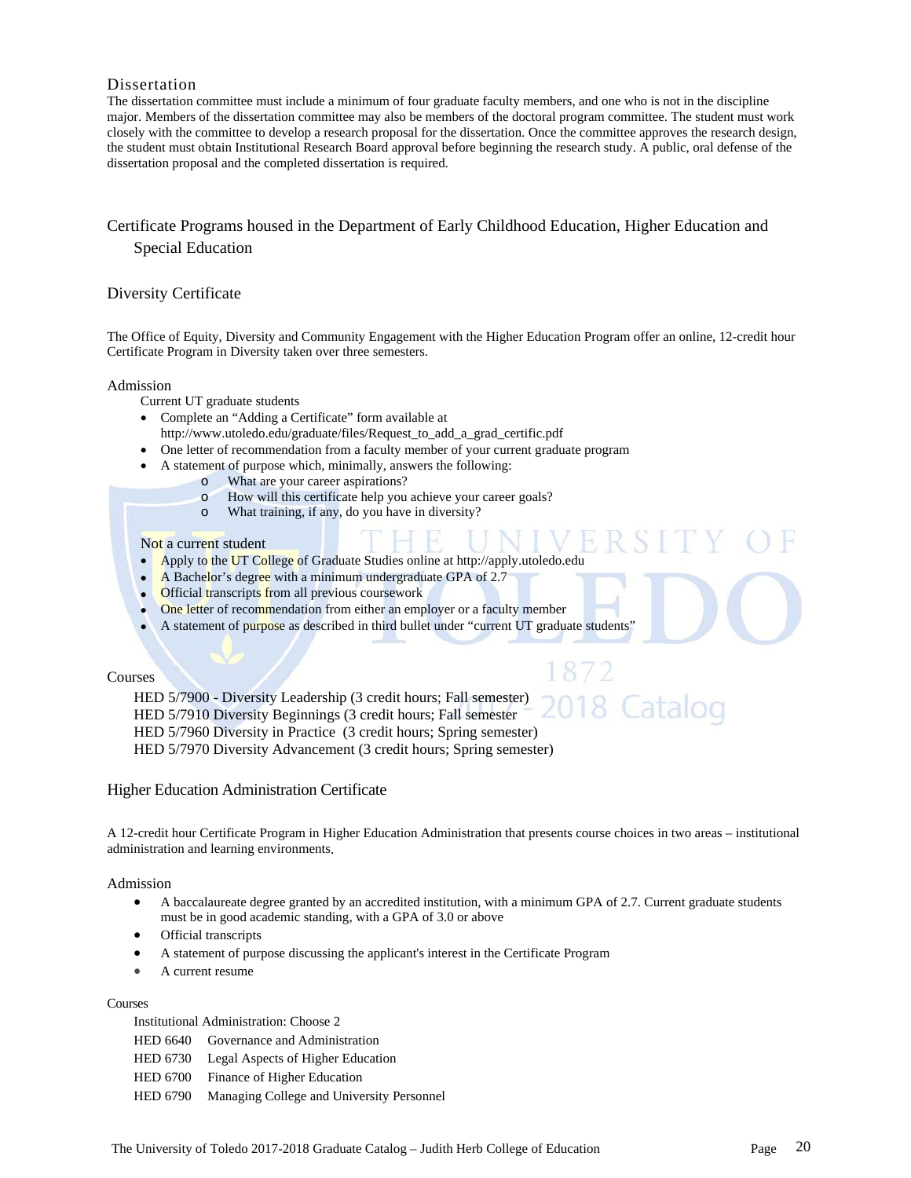### Dissertation

The dissertation committee must include a minimum of four graduate faculty members, and one who is not in the discipline major. Members of the dissertation committee may also be members of the doctoral program committee. The student must work closely with the committee to develop a research proposal for the dissertation. Once the committee approves the research design, the student must obtain Institutional Research Board approval before beginning the research study. A public, oral defense of the dissertation proposal and the completed dissertation is required.

## Certificate Programs housed in the Department of Early Childhood Education, Higher Education and Special Education

### Diversity Certificate

The Office of Equity, Diversity and Community Engagement with the Higher Education Program offer an online, 12-credit hour Certificate Program in Diversity taken over three semesters.

#### Admission

Current UT graduate students

- Complete an "Adding a Certificate" form available at http://www.utoledo.edu/graduate/files/Request_to_add_a_grad_certific.pdf
- One letter of recommendation from a faculty member of your current graduate program
- A statement of purpose which, minimally, answers the following:
  - What are your career aspirations?
  - How will this certificate help you achieve your career goals?
  - What training, if any, do you have in diversity?

Not a current student

- Apply to the UT College of Graduate Studies online at http://apply.utoledo.edu
- A Bachelor's degree with a minimum undergraduate GPA of 2.7
- Official transcripts from all previous coursework
- One letter of recommendation from either an employer or a faculty member
- A statement of purpose as described in third bullet under "current UT graduate students"

#### Courses

HED 5/7900 - Diversity Leadership (3 credit hours; Fall semester)
HED 5/7910 Diversity Beginnings (3 credit hours; Fall semester)
HED 5/7960 Diversity in Practice (3 credit hours; Spring semester)
HED 5/7970 Diversity Advancement (3 credit hours; Spring semester)

### Higher Education Administration Certificate

A 12-credit hour Certificate Program in Higher Education Administration that presents course choices in two areas – institutional administration and learning environments.

#### Admission

- A baccalaureate degree granted by an accredited institution, with a minimum GPA of 2.7. Current graduate students must be in good academic standing, with a GPA of 3.0 or above
- Official transcripts
- A statement of purpose discussing the applicant's interest in the Certificate Program
- A current resume

#### Courses

Institutional Administration: Choose 2

HED 6640 Governance and Administration
HED 6730 Legal Aspects of Higher Education
HED 6700 Finance of Higher Education
HED 6790 Managing College and University Personnel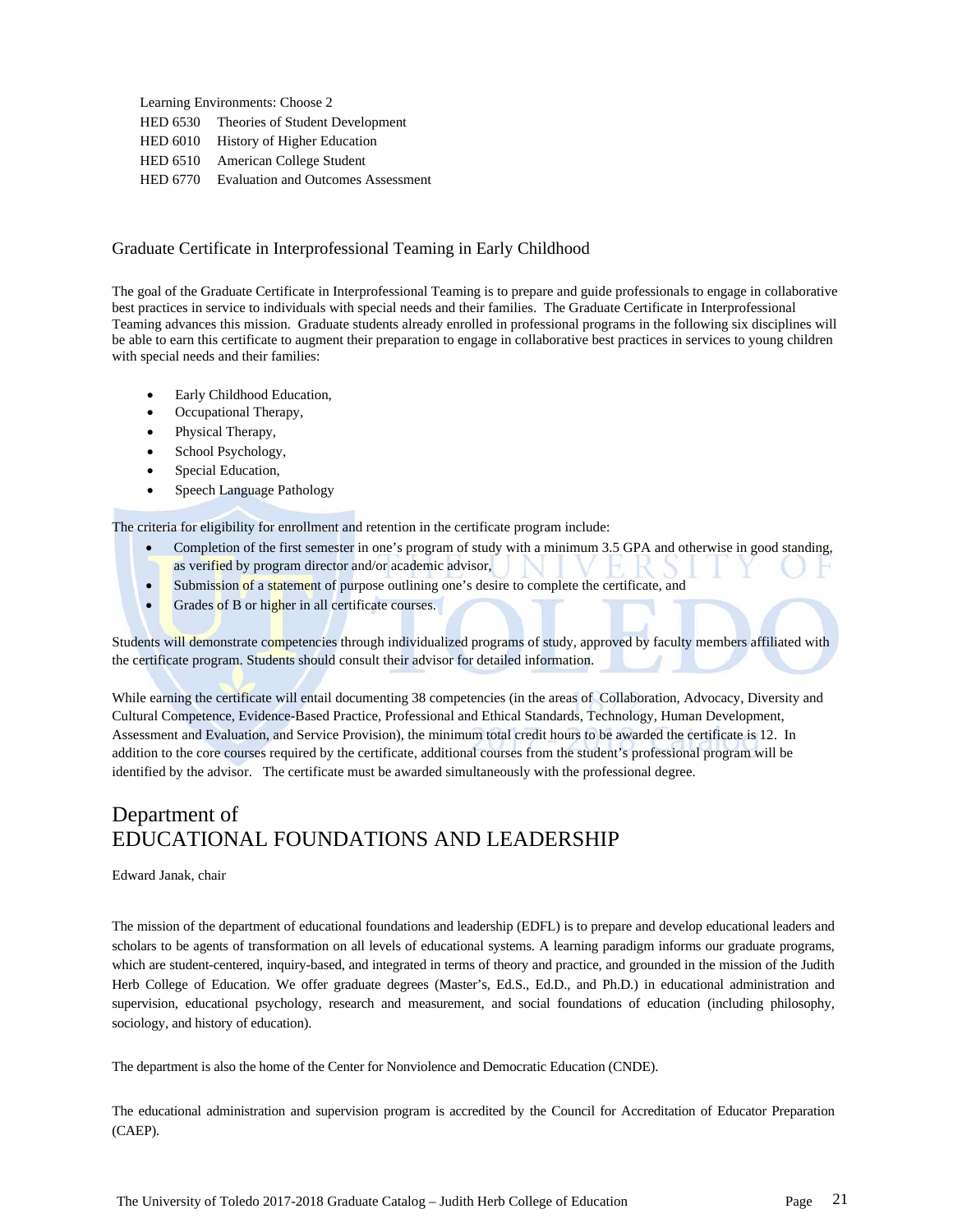Learning Environments: Choose 2

HED 6530 Theories of Student Development
HED 6010 History of Higher Education
HED 6510 American College Student
HED 6770 Evaluation and Outcomes Assessment

### Graduate Certificate in Interprofessional Teaming in Early Childhood

The goal of the Graduate Certificate in Interprofessional Teaming is to prepare and guide professionals to engage in collaborative best practices in service to individuals with special needs and their families. The Graduate Certificate in Interprofessional Teaming advances this mission. Graduate students already enrolled in professional programs in the following six disciplines will be able to earn this certificate to augment their preparation to engage in collaborative best practices in services to young children with special needs and their families:

- Early Childhood Education,
- Occupational Therapy,
- Physical Therapy,
- School Psychology,
- Special Education,
- Speech Language Pathology

The criteria for eligibility for enrollment and retention in the certificate program include:

- Completion of the first semester in one's program of study with a minimum 3.5 GPA and otherwise in good standing, as verified by program director and/or academic advisor,
- Submission of a statement of purpose outlining one's desire to complete the certificate, and
- Grades of B or higher in all certificate courses.

Students will demonstrate competencies through individualized programs of study, approved by faculty members affiliated with the certificate program. Students should consult their advisor for detailed information.

While earning the certificate will entail documenting 38 competencies (in the areas of Collaboration, Advocacy, Diversity and Cultural Competence, Evidence-Based Practice, Professional and Ethical Standards, Technology, Human Development, Assessment and Evaluation, and Service Provision), the minimum total credit hours to be awarded the certificate is 12. In addition to the core courses required by the certificate, additional courses from the student's professional program will be identified by the advisor. The certificate must be awarded simultaneously with the professional degree.

## Department of EDUCATIONAL FOUNDATIONS AND LEADERSHIP

Edward Janak, chair

The mission of the department of educational foundations and leadership (EDFL) is to prepare and develop educational leaders and scholars to be agents of transformation on all levels of educational systems. A learning paradigm informs our graduate programs, which are student-centered, inquiry-based, and integrated in terms of theory and practice, and grounded in the mission of the Judith Herb College of Education. We offer graduate degrees (Master's, Ed.S., Ed.D., and Ph.D.) in educational administration and supervision, educational psychology, research and measurement, and social foundations of education (including philosophy, sociology, and history of education).

The department is also the home of the Center for Nonviolence and Democratic Education (CNDE).

The educational administration and supervision program is accredited by the Council for Accreditation of Educator Preparation (CAEP).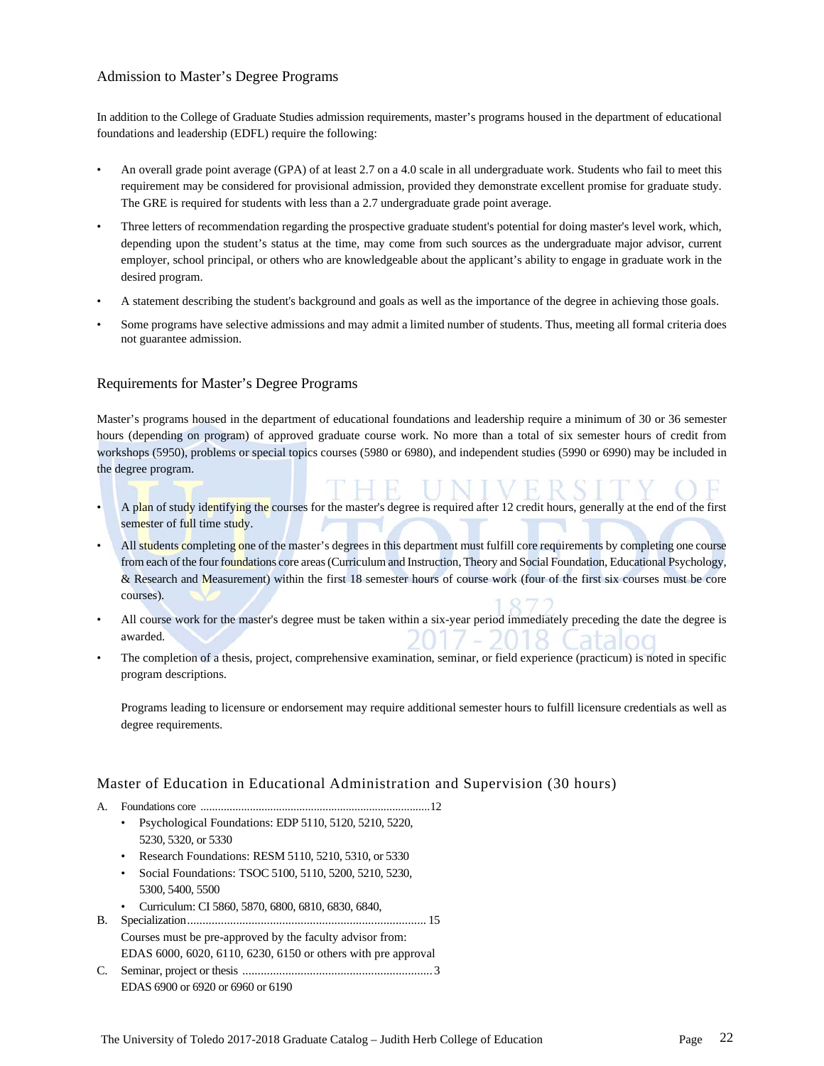## Admission to Master's Degree Programs

In addition to the College of Graduate Studies admission requirements, master's programs housed in the department of educational foundations and leadership (EDFL) require the following:

- An overall grade point average (GPA) of at least 2.7 on a 4.0 scale in all undergraduate work. Students who fail to meet this requirement may be considered for provisional admission, provided they demonstrate excellent promise for graduate study. The GRE is required for students with less than a 2.7 undergraduate grade point average.
- Three letters of recommendation regarding the prospective graduate student's potential for doing master's level work, which, depending upon the student's status at the time, may come from such sources as the undergraduate major advisor, current employer, school principal, or others who are knowledgeable about the applicant's ability to engage in graduate work in the desired program.
- A statement describing the student's background and goals as well as the importance of the degree in achieving those goals.
- Some programs have selective admissions and may admit a limited number of students. Thus, meeting all formal criteria does not guarantee admission.

## Requirements for Master's Degree Programs

Master's programs housed in the department of educational foundations and leadership require a minimum of 30 or 36 semester hours (depending on program) of approved graduate course work. No more than a total of six semester hours of credit from workshops (5950), problems or special topics courses (5980 or 6980), and independent studies (5990 or 6990) may be included in the degree program.

- A plan of study identifying the courses for the master's degree is required after 12 credit hours, generally at the end of the first semester of full time study.
- All students completing one of the master's degrees in this department must fulfill core requirements by completing one course from each of the four foundations core areas (Curriculum and Instruction, Theory and Social Foundation, Educational Psychology, & Research and Measurement) within the first 18 semester hours of course work (four of the first six courses must be core courses).
- All course work for the master's degree must be taken within a six-year period immediately preceding the date the degree is awarded.
- The completion of a thesis, project, comprehensive examination, seminar, or field experience (practicum) is noted in specific program descriptions.

  Programs leading to licensure or endorsement may require additional semester hours to fulfill licensure credentials as well as degree requirements.

## Master of Education in Educational Administration and Supervision (30 hours)

A. Foundations core ..............................................................................12
- Psychological Foundations: EDP 5110, 5120, 5210, 5220, 5230, 5320, or 5330
- Research Foundations: RESM 5110, 5210, 5310, or 5330
- Social Foundations: TSOC 5100, 5110, 5200, 5210, 5230, 5300, 5400, 5500
- Curriculum: CI 5860, 5870, 6800, 6810, 6830, 6840,

B. Specialization............................................................................ 15

Courses must be pre-approved by the faculty advisor from: EDAS 6000, 6020, 6110, 6230, 6150 or others with pre approval

C. Seminar, project or thesis ............................................................3

EDAS 6900 or 6920 or 6960 or 6190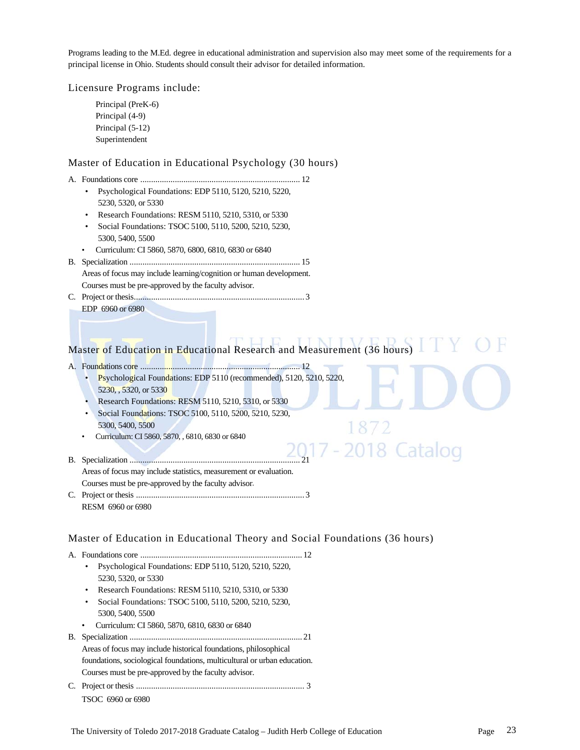Programs leading to the M.Ed. degree in educational administration and supervision also may meet some of the requirements for a principal license in Ohio. Students should consult their advisor for detailed information.

## Licensure Programs include:

Principal (PreK-6)
Principal (4-9)
Principal (5-12)
Superintendent

## Master of Education in Educational Psychology (30 hours)

A. Foundations core .......................................................................... 12
   - Psychological Foundations: EDP 5110, 5120, 5210, 5220, 5230, 5320, or 5330
   - Research Foundations: RESM 5110, 5210, 5310, or 5330
   - Social Foundations: TSOC 5100, 5110, 5200, 5210, 5230, 5300, 5400, 5500
   - Curriculum: CI 5860, 5870, 6800, 6810, 6830 or 6840

B. Specialization .............................................................................. 15
   Areas of focus may include learning/cognition or human development. Courses must be pre-approved by the faculty advisor.

C. Project or thesis.............................................................................. 3
   EDP 6960 or 6980

## Master of Education in Educational Research and Measurement (36 hours)

A. Foundations core .......................................................................... 12
   - Psychological Foundations: EDP 5110 (recommended), 5120, 5210, 5220, 5230, , 5320, or 5330
   - Research Foundations: RESM 5110, 5210, 5310, or 5330
   - Social Foundations: TSOC 5100, 5110, 5200, 5210, 5230, 5300, 5400, 5500
   - Curriculum: CI 5860, 5870, , 6810, 6830 or 6840

B. Specialization .............................................................................. 21
   Areas of focus may include statistics, measurement or evaluation. Courses must be pre-approved by the faculty advisor.

C. Project or thesis .............................................................................. 3
   RESM 6960 or 6980

## Master of Education in Educational Theory and Social Foundations (36 hours)

A. Foundations core .......................................................................... 12
   - Psychological Foundations: EDP 5110, 5120, 5210, 5220, 5230, 5320, or 5330
   - Research Foundations: RESM 5110, 5210, 5310, or 5330
   - Social Foundations: TSOC 5100, 5110, 5200, 5210, 5230, 5300, 5400, 5500
   - Curriculum: CI 5860, 5870, 6810, 6830 or 6840

B. Specialization .............................................................................. 21
   Areas of focus may include historical foundations, philosophical foundations, sociological foundations, multicultural or urban education. Courses must be pre-approved by the faculty advisor.

C. Project or thesis .............................................................................. 3
   TSOC 6960 or 6980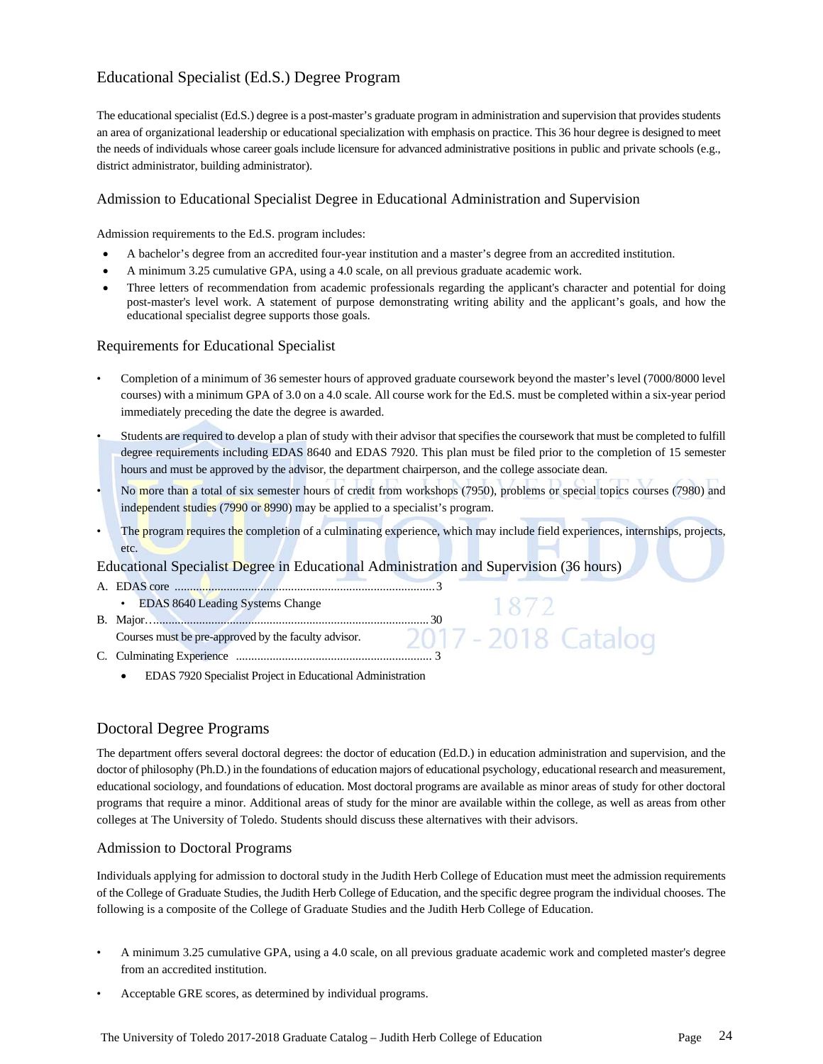## Educational Specialist (Ed.S.) Degree Program

The educational specialist (Ed.S.) degree is a post-master's graduate program in administration and supervision that provides students an area of organizational leadership or educational specialization with emphasis on practice. This 36 hour degree is designed to meet the needs of individuals whose career goals include licensure for advanced administrative positions in public and private schools (e.g., district administrator, building administrator).

### Admission to Educational Specialist Degree in Educational Administration and Supervision

Admission requirements to the Ed.S. program includes:

- A bachelor's degree from an accredited four-year institution and a master's degree from an accredited institution.
- A minimum 3.25 cumulative GPA, using a 4.0 scale, on all previous graduate academic work.
- Three letters of recommendation from academic professionals regarding the applicant's character and potential for doing post-master's level work. A statement of purpose demonstrating writing ability and the applicant's goals, and how the educational specialist degree supports those goals.

### Requirements for Educational Specialist

- Completion of a minimum of 36 semester hours of approved graduate coursework beyond the master's level (7000/8000 level courses) with a minimum GPA of 3.0 on a 4.0 scale. All course work for the Ed.S. must be completed within a six-year period immediately preceding the date the degree is awarded.
- Students are required to develop a plan of study with their advisor that specifies the coursework that must be completed to fulfill degree requirements including EDAS 8640 and EDAS 7920. This plan must be filed prior to the completion of 15 semester hours and must be approved by the advisor, the department chairperson, and the college associate dean.
- No more than a total of six semester hours of credit from workshops (7950), problems or special topics courses (7980) and independent studies (7990 or 8990) may be applied to a specialist's program.
- The program requires the completion of a culminating experience, which may include field experiences, internships, projects, etc.

### Educational Specialist Degree in Educational Administration and Supervision (36 hours)

A. EDAS core .................................................................................... 3
- EDAS 8640 Leading Systems Change

B. Major............................................................................................ 30

Courses must be pre-approved by the faculty advisor.

C. Culminating Experience ................................................................ 3
- EDAS 7920 Specialist Project in Educational Administration

## Doctoral Degree Programs

The department offers several doctoral degrees: the doctor of education (Ed.D.) in education administration and supervision, and the doctor of philosophy (Ph.D.) in the foundations of education majors of educational psychology, educational research and measurement, educational sociology, and foundations of education. Most doctoral programs are available as minor areas of study for other doctoral programs that require a minor. Additional areas of study for the minor are available within the college, as well as areas from other colleges at The University of Toledo. Students should discuss these alternatives with their advisors.

### Admission to Doctoral Programs

Individuals applying for admission to doctoral study in the Judith Herb College of Education must meet the admission requirements of the College of Graduate Studies, the Judith Herb College of Education, and the specific degree program the individual chooses. The following is a composite of the College of Graduate Studies and the Judith Herb College of Education.

- A minimum 3.25 cumulative GPA, using a 4.0 scale, on all previous graduate academic work and completed master's degree from an accredited institution.
- Acceptable GRE scores, as determined by individual programs.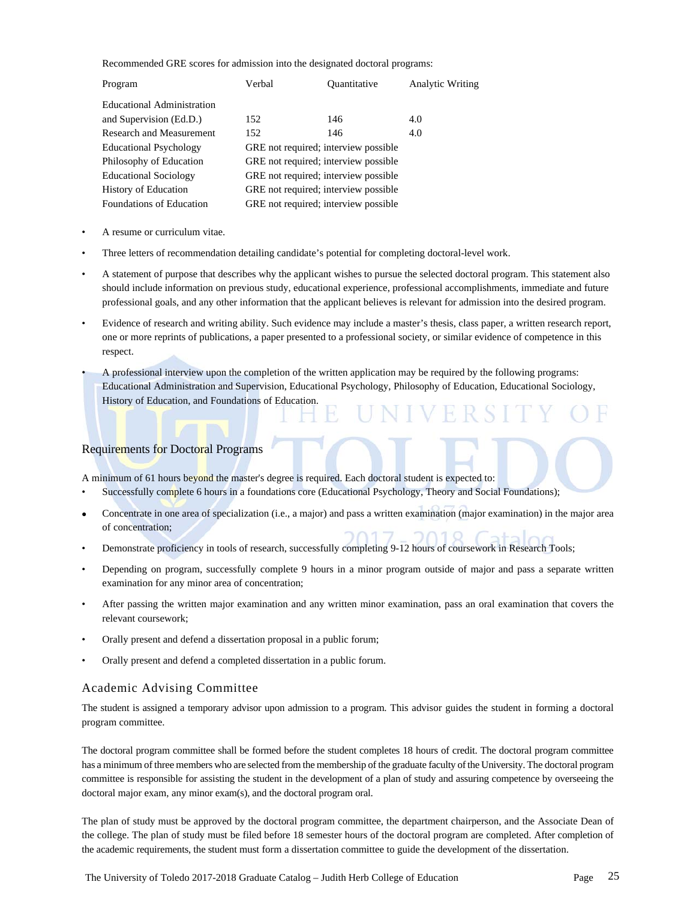Recommended GRE scores for admission into the designated doctoral programs:

| Program | Verbal | Quantitative | Analytic Writing |
|---|---|---|---|
| Educational Administration and Supervision (Ed.D.) | 152 | 146 | 4.0 |
| Research and Measurement | 152 | 146 | 4.0 |
| Educational Psychology | GRE not required; interview possible | | |
| Philosophy of Education | GRE not required; interview possible | | |
| Educational Sociology | GRE not required; interview possible | | |
| History of Education | GRE not required; interview possible | | |
| Foundations of Education | GRE not required; interview possible | | |

- A resume or curriculum vitae.
- Three letters of recommendation detailing candidate's potential for completing doctoral-level work.
- A statement of purpose that describes why the applicant wishes to pursue the selected doctoral program. This statement also should include information on previous study, educational experience, professional accomplishments, immediate and future professional goals, and any other information that the applicant believes is relevant for admission into the desired program.
- Evidence of research and writing ability. Such evidence may include a master's thesis, class paper, a written research report, one or more reprints of publications, a paper presented to a professional society, or similar evidence of competence in this respect.
- A professional interview upon the completion of the written application may be required by the following programs: Educational Administration and Supervision, Educational Psychology, Philosophy of Education, Educational Sociology, History of Education, and Foundations of Education.

## Requirements for Doctoral Programs

A minimum of 61 hours beyond the master's degree is required. Each doctoral student is expected to:

- Successfully complete 6 hours in a foundations core (Educational Psychology, Theory and Social Foundations);
- Concentrate in one area of specialization (i.e., a major) and pass a written examination (major examination) in the major area of concentration;
- Demonstrate proficiency in tools of research, successfully completing 9-12 hours of coursework in Research Tools;
- Depending on program, successfully complete 9 hours in a minor program outside of major and pass a separate written examination for any minor area of concentration;
- After passing the written major examination and any written minor examination, pass an oral examination that covers the relevant coursework;
- Orally present and defend a dissertation proposal in a public forum;
- Orally present and defend a completed dissertation in a public forum.

## Academic Advising Committee

The student is assigned a temporary advisor upon admission to a program. This advisor guides the student in forming a doctoral program committee.

The doctoral program committee shall be formed before the student completes 18 hours of credit. The doctoral program committee has a minimum of three members who are selected from the membership of the graduate faculty of the University. The doctoral program committee is responsible for assisting the student in the development of a plan of study and assuring competence by overseeing the doctoral major exam, any minor exam(s), and the doctoral program oral.

The plan of study must be approved by the doctoral program committee, the department chairperson, and the Associate Dean of the college. The plan of study must be filed before 18 semester hours of the doctoral program are completed. After completion of the academic requirements, the student must form a dissertation committee to guide the development of the dissertation.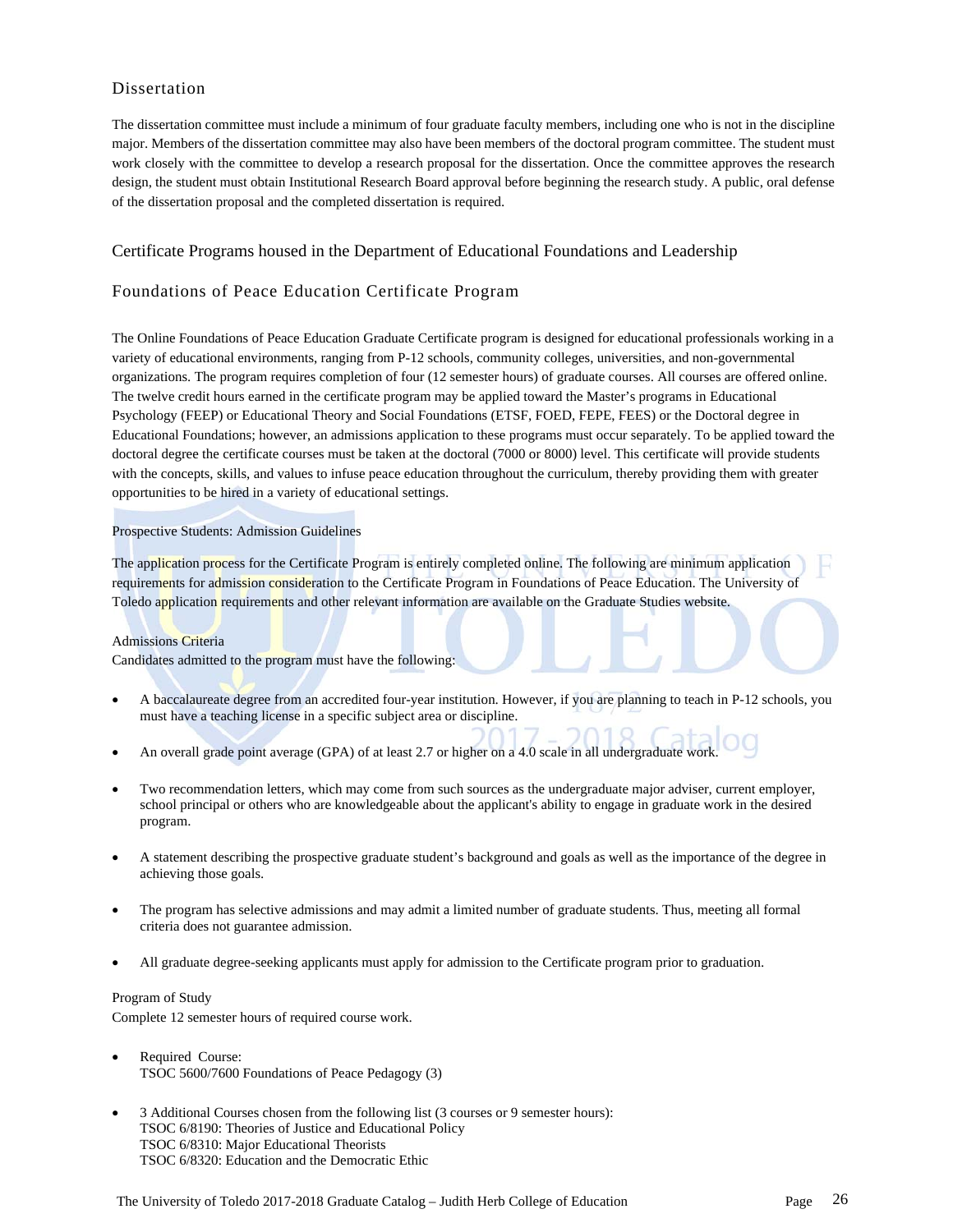## Dissertation

The dissertation committee must include a minimum of four graduate faculty members, including one who is not in the discipline major. Members of the dissertation committee may also have been members of the doctoral program committee. The student must work closely with the committee to develop a research proposal for the dissertation. Once the committee approves the research design, the student must obtain Institutional Research Board approval before beginning the research study. A public, oral defense of the dissertation proposal and the completed dissertation is required.

# Certificate Programs housed in the Department of Educational Foundations and Leadership

## Foundations of Peace Education Certificate Program

The Online Foundations of Peace Education Graduate Certificate program is designed for educational professionals working in a variety of educational environments, ranging from P-12 schools, community colleges, universities, and non-governmental organizations. The program requires completion of four (12 semester hours) of graduate courses. All courses are offered online. The twelve credit hours earned in the certificate program may be applied toward the Master's programs in Educational Psychology (FEEP) or Educational Theory and Social Foundations (ETSF, FOED, FEPE, FEES) or the Doctoral degree in Educational Foundations; however, an admissions application to these programs must occur separately. To be applied toward the doctoral degree the certificate courses must be taken at the doctoral (7000 or 8000) level. This certificate will provide students with the concepts, skills, and values to infuse peace education throughout the curriculum, thereby providing them with greater opportunities to be hired in a variety of educational settings.

### Prospective Students: Admission Guidelines

The application process for the Certificate Program is entirely completed online. The following are minimum application requirements for admission consideration to the Certificate Program in Foundations of Peace Education. The University of Toledo application requirements and other relevant information are available on the Graduate Studies website.

### Admissions Criteria

Candidates admitted to the program must have the following:

- A baccalaureate degree from an accredited four-year institution. However, if you are planning to teach in P-12 schools, you must have a teaching license in a specific subject area or discipline.
- An overall grade point average (GPA) of at least 2.7 or higher on a 4.0 scale in all undergraduate work.
- Two recommendation letters, which may come from such sources as the undergraduate major adviser, current employer, school principal or others who are knowledgeable about the applicant's ability to engage in graduate work in the desired program.
- A statement describing the prospective graduate student's background and goals as well as the importance of the degree in achieving those goals.
- The program has selective admissions and may admit a limited number of graduate students. Thus, meeting all formal criteria does not guarantee admission.
- All graduate degree-seeking applicants must apply for admission to the Certificate program prior to graduation.

### Program of Study

Complete 12 semester hours of required course work.

- Required Course:
  TSOC 5600/7600 Foundations of Peace Pedagogy (3)
- 3 Additional Courses chosen from the following list (3 courses or 9 semester hours):
  TSOC 6/8190: Theories of Justice and Educational Policy
  TSOC 6/8310: Major Educational Theorists
  TSOC 6/8320: Education and the Democratic Ethic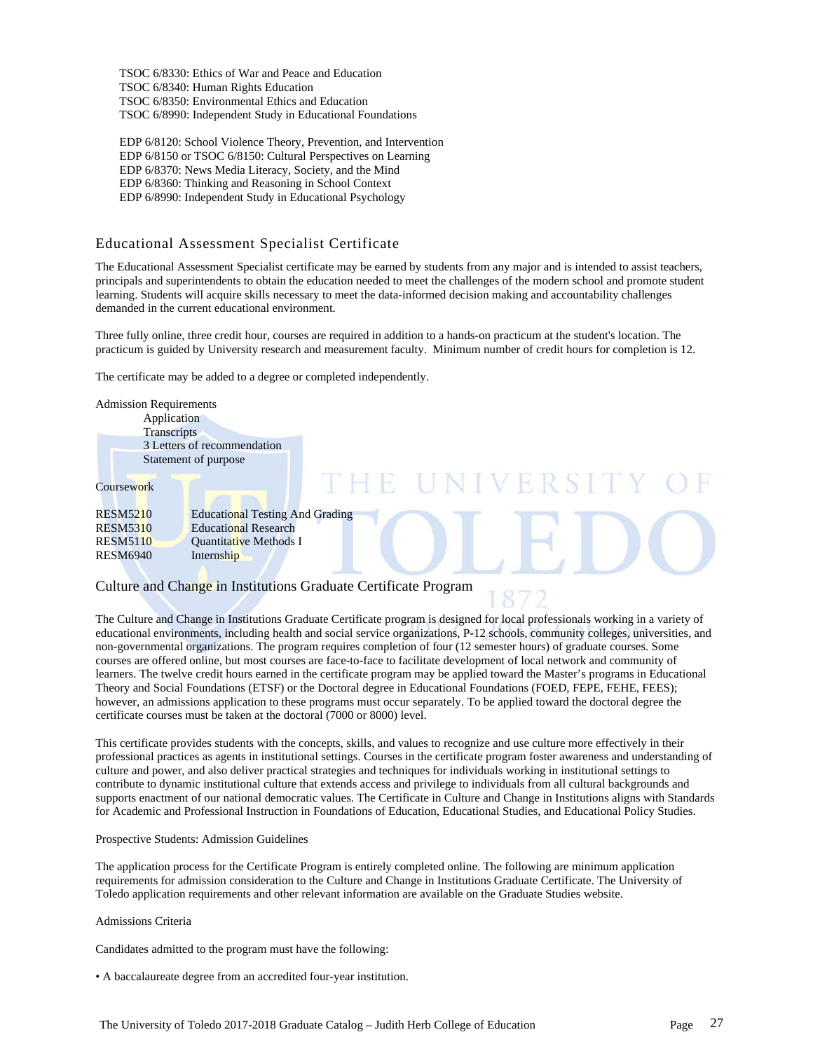TSOC 6/8330: Ethics of War and Peace and Education
TSOC 6/8340: Human Rights Education
TSOC 6/8350: Environmental Ethics and Education
TSOC 6/8990: Independent Study in Educational Foundations

EDP 6/8120: School Violence Theory, Prevention, and Intervention
EDP 6/8150 or TSOC 6/8150: Cultural Perspectives on Learning
EDP 6/8370: News Media Literacy, Society, and the Mind
EDP 6/8360: Thinking and Reasoning in School Context
EDP 6/8990: Independent Study in Educational Psychology

## Educational Assessment Specialist Certificate

The Educational Assessment Specialist certificate may be earned by students from any major and is intended to assist teachers, principals and superintendents to obtain the education needed to meet the challenges of the modern school and promote student learning. Students will acquire skills necessary to meet the data-informed decision making and accountability challenges demanded in the current educational environment.

Three fully online, three credit hour, courses are required in addition to a hands-on practicum at the student's location. The practicum is guided by University research and measurement faculty. Minimum number of credit hours for completion is 12.

The certificate may be added to a degree or completed independently.

Admission Requirements

- Application
- Transcripts
- 3 Letters of recommendation
- Statement of purpose

Coursework

| | |
|---|---|
| RESM5210 | Educational Testing And Grading |
| RESM5310 | Educational Research |
| RESM5110 | Quantitative Methods I |
| RESM6940 | Internship |

## Culture and Change in Institutions Graduate Certificate Program

The Culture and Change in Institutions Graduate Certificate program is designed for local professionals working in a variety of educational environments, including health and social service organizations, P-12 schools, community colleges, universities, and non-governmental organizations. The program requires completion of four (12 semester hours) of graduate courses. Some courses are offered online, but most courses are face-to-face to facilitate development of local network and community of learners. The twelve credit hours earned in the certificate program may be applied toward the Master's programs in Educational Theory and Social Foundations (ETSF) or the Doctoral degree in Educational Foundations (FOED, FEPE, FEHE, FEES); however, an admissions application to these programs must occur separately. To be applied toward the doctoral degree the certificate courses must be taken at the doctoral (7000 or 8000) level.

This certificate provides students with the concepts, skills, and values to recognize and use culture more effectively in their professional practices as agents in institutional settings. Courses in the certificate program foster awareness and understanding of culture and power, and also deliver practical strategies and techniques for individuals working in institutional settings to contribute to dynamic institutional culture that extends access and privilege to individuals from all cultural backgrounds and supports enactment of our national democratic values. The Certificate in Culture and Change in Institutions aligns with Standards for Academic and Professional Instruction in Foundations of Education, Educational Studies, and Educational Policy Studies.

Prospective Students: Admission Guidelines

The application process for the Certificate Program is entirely completed online. The following are minimum application requirements for admission consideration to the Culture and Change in Institutions Graduate Certificate. The University of Toledo application requirements and other relevant information are available on the Graduate Studies website.

Admissions Criteria

Candidates admitted to the program must have the following:

• A baccalaureate degree from an accredited four-year institution.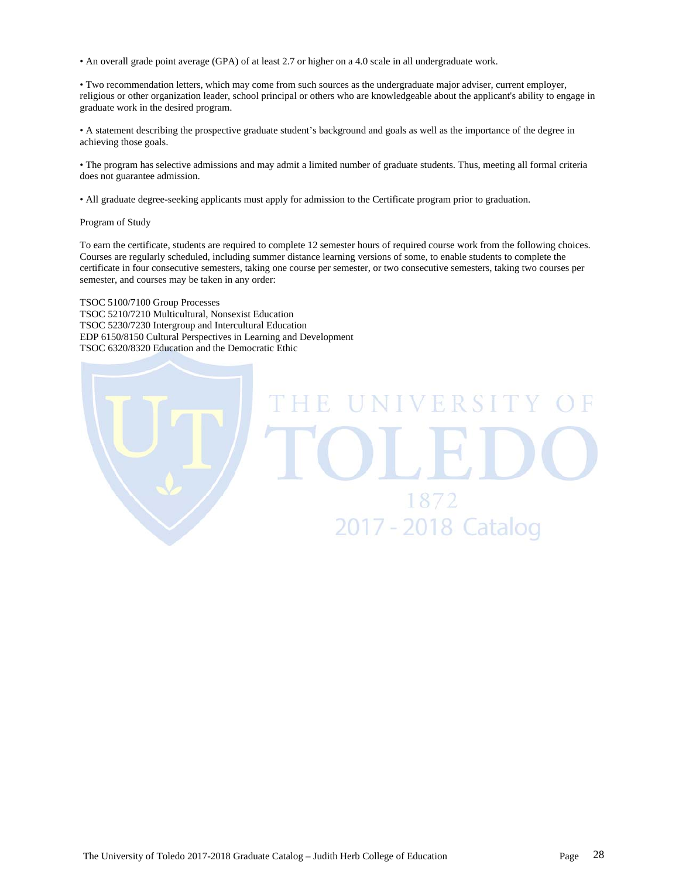- An overall grade point average (GPA) of at least 2.7 or higher on a 4.0 scale in all undergraduate work.

- Two recommendation letters, which may come from such sources as the undergraduate major adviser, current employer, religious or other organization leader, school principal or others who are knowledgeable about the applicant's ability to engage in graduate work in the desired program.

- A statement describing the prospective graduate student's background and goals as well as the importance of the degree in achieving those goals.

- The program has selective admissions and may admit a limited number of graduate students. Thus, meeting all formal criteria does not guarantee admission.

- All graduate degree-seeking applicants must apply for admission to the Certificate program prior to graduation.

Program of Study

To earn the certificate, students are required to complete 12 semester hours of required course work from the following choices. Courses are regularly scheduled, including summer distance learning versions of some, to enable students to complete the certificate in four consecutive semesters, taking one course per semester, or two consecutive semesters, taking two courses per semester, and courses may be taken in any order:

TSOC 5100/7100 Group Processes
TSOC 5210/7210 Multicultural, Nonsexist Education
TSOC 5230/7230 Intergroup and Intercultural Education
EDP 6150/8150 Cultural Perspectives in Learning and Development
TSOC 6320/8320 Education and the Democratic Ethic